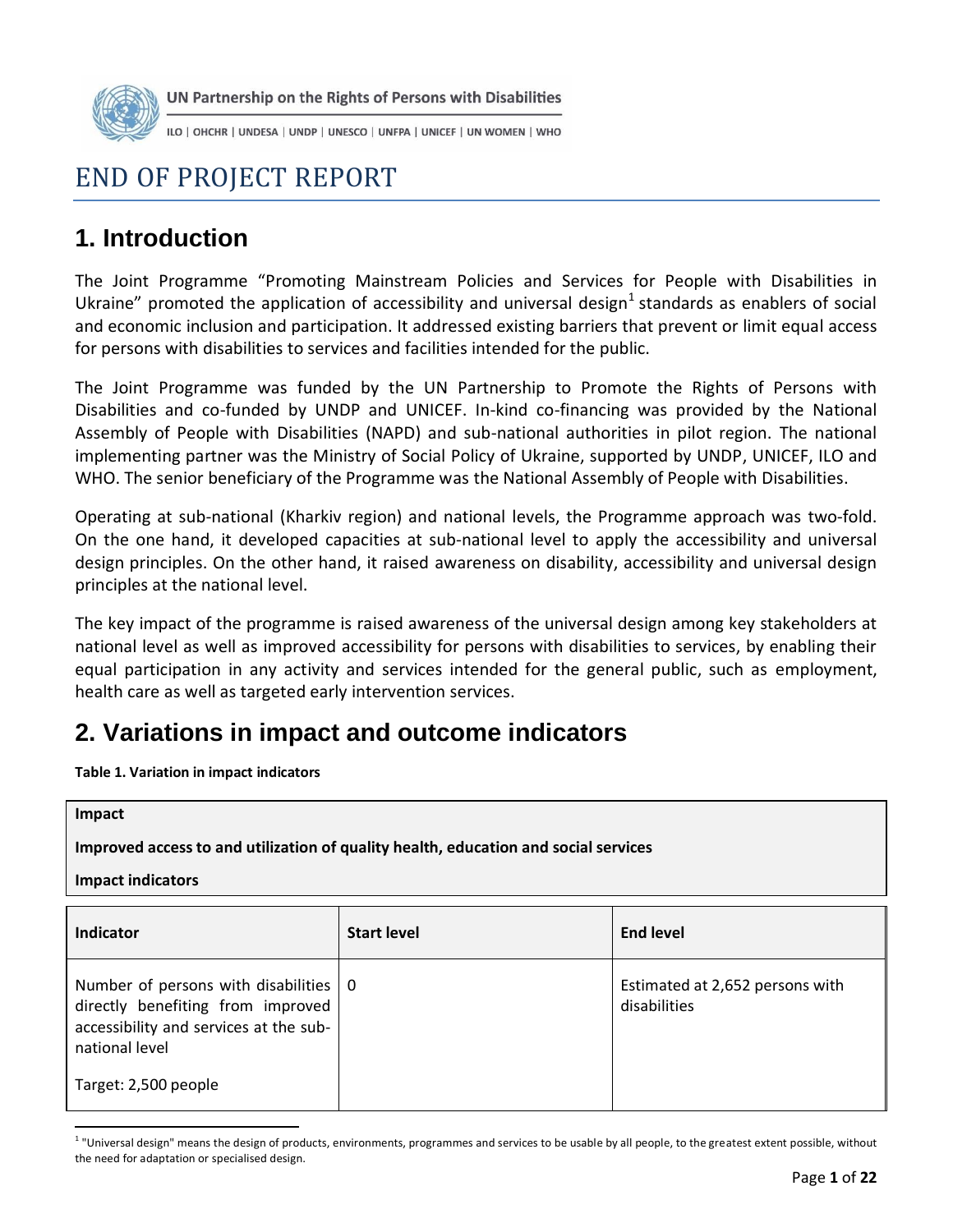UN Partnership on the Rights of Persons with Disabilities

ILO | OHCHR | UNDESA | UNDP | UNESCO | UNFPA | UNICEF | UN WOMEN | WHO

# END OF PROJECT REPORT

## 1. Introduction

The Joint Programme "Promoting Mainstream Policies and Services for People with Disabilities in Ukraine" promoted the application of accessibility and universal design[1] standards as enablers of social and economic inclusion and participation. It addressed existing barriers that prevent or limit equal access for persons with disabilities to services and facilities intended for the public.

The Joint Programme was funded by the UN Partnership to Promote the Rights of Persons with Disabilities and co-funded by UNDP and UNICEF. In-kind co-financing was provided by the National Assembly of People with Disabilities (NAPD) and sub-national authorities in pilot region. The national implementing partner was the Ministry of Social Policy of Ukraine, supported by UNDP, UNICEF, ILO and WHO. The senior beneficiary of the Programme was the National Assembly of People with Disabilities.

Operating at sub-national (Kharkiv region) and national levels, the Programme approach was two-fold. On the one hand, it developed capacities at sub-national level to apply the accessibility and universal design principles. On the other hand, it raised awareness on disability, accessibility and universal design principles at the national level.

The key impact of the programme is raised awareness of the universal design among key stakeholders at national level as well as improved accessibility for persons with disabilities to services, by enabling their equal participation in any activity and services intended for the general public, such as employment, health care as well as targeted early intervention services.

## 2. Variations in impact and outcome indicators

**Table 1. Variation in impact indicators**

**Impact**

**Improved access to and utilization of quality health, education and social services**

**Impact indicators**

| Indicator | Start level | End level |
|---|---|---|
| Number of persons with disabilities directly benefiting from improved accessibility and services at the sub-national level<br><br>Target: 2,500 people | 0 | Estimated at 2,652 persons with disabilities |

[1] "Universal design" means the design of products, environments, programmes and services to be usable by all people, to the greatest extent possible, without the need for adaptation or specialised design.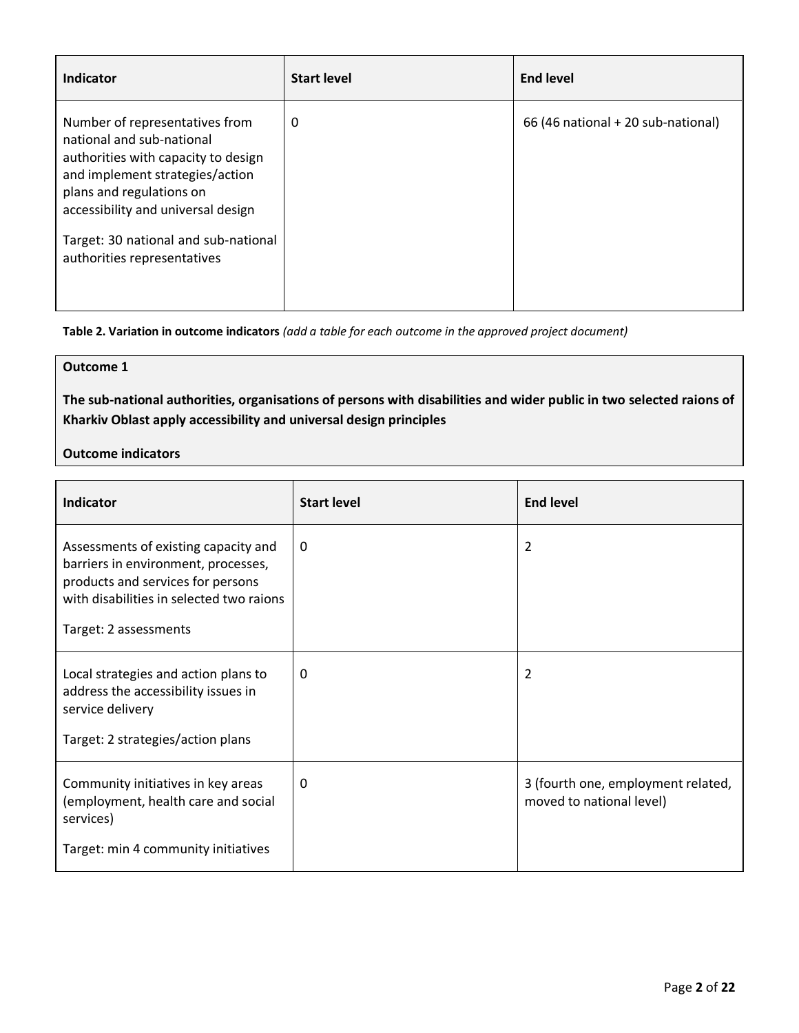| Indicator | Start level | End level |
|---|---|---|
| Number of representatives from national and sub-national authorities with capacity to design and implement strategies/action plans and regulations on accessibility and universal design<br><br>Target: 30 national and sub-national authorities representatives | 0 | 66 (46 national + 20 sub-national) |

**Table 2. Variation in outcome indicators** *(add a table for each outcome in the approved project document)*

**Outcome 1**

**The sub-national authorities, organisations of persons with disabilities and wider public in two selected raions of Kharkiv Oblast apply accessibility and universal design principles**

**Outcome indicators**

| Indicator | Start level | End level |
|---|---|---|
| Assessments of existing capacity and barriers in environment, processes, products and services for persons with disabilities in selected two raions<br><br>Target: 2 assessments | 0 | 2 |
| Local strategies and action plans to address the accessibility issues in service delivery<br><br>Target: 2 strategies/action plans | 0 | 2 |
| Community initiatives in key areas (employment, health care and social services)<br><br>Target: min 4 community initiatives | 0 | 3 (fourth one, employment related, moved to national level) |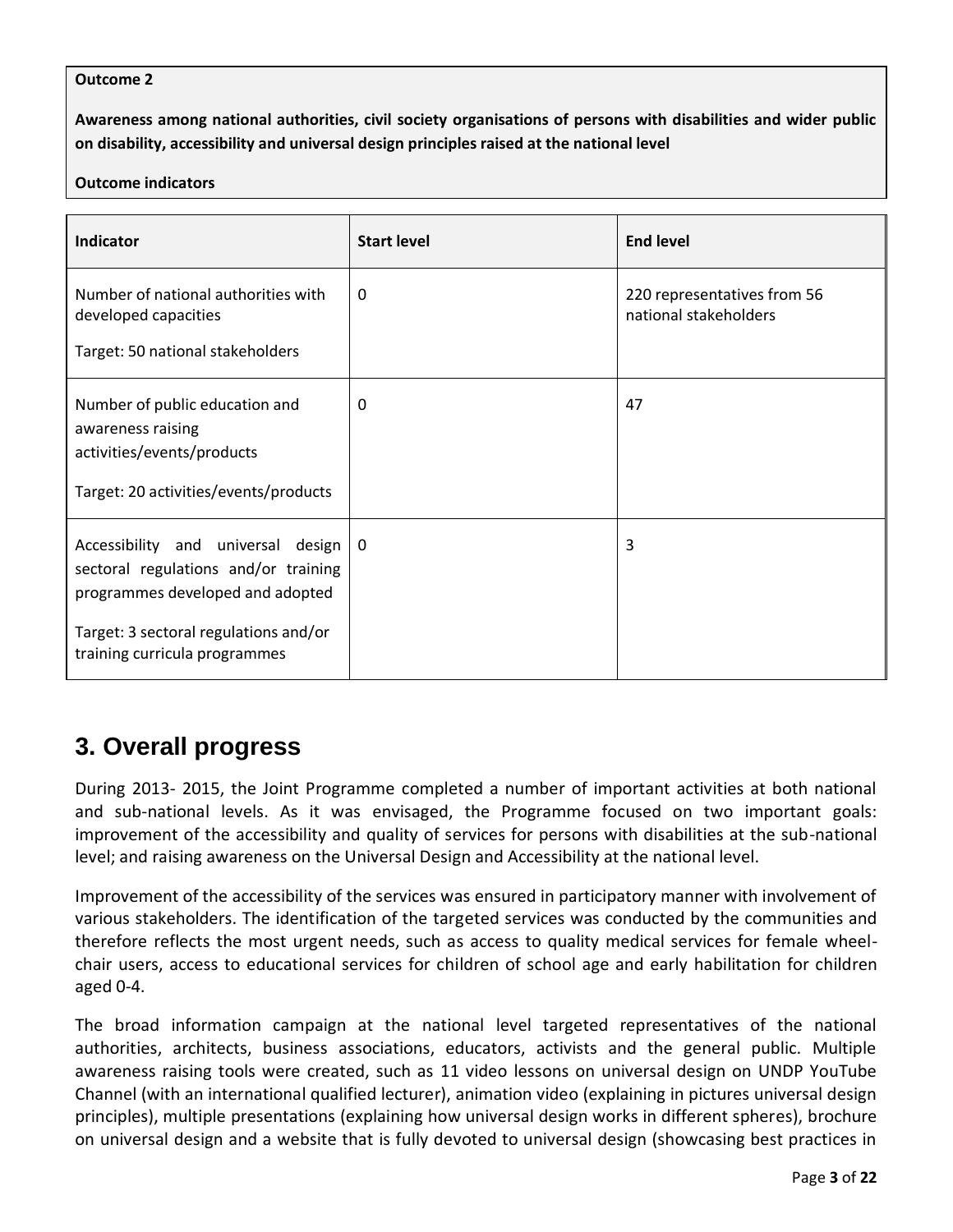**Outcome 2**

**Awareness among national authorities, civil society organisations of persons with disabilities and wider public on disability, accessibility and universal design principles raised at the national level**

**Outcome indicators**

| Indicator | Start level | End level |
|---|---|---|
| Number of national authorities with developed capacities<br><br>Target: 50 national stakeholders | 0 | 220 representatives from 56 national stakeholders |
| Number of public education and awareness raising activities/events/products<br><br>Target: 20 activities/events/products | 0 | 47 |
| Accessibility and universal design sectoral regulations and/or training programmes developed and adopted<br><br>Target: 3 sectoral regulations and/or training curricula programmes | 0 | 3 |

## 3. Overall progress

During 2013- 2015, the Joint Programme completed a number of important activities at both national and sub-national levels. As it was envisaged, the Programme focused on two important goals: improvement of the accessibility and quality of services for persons with disabilities at the sub-national level; and raising awareness on the Universal Design and Accessibility at the national level.

Improvement of the accessibility of the services was ensured in participatory manner with involvement of various stakeholders. The identification of the targeted services was conducted by the communities and therefore reflects the most urgent needs, such as access to quality medical services for female wheel-chair users, access to educational services for children of school age and early habilitation for children aged 0-4.

The broad information campaign at the national level targeted representatives of the national authorities, architects, business associations, educators, activists and the general public. Multiple awareness raising tools were created, such as 11 video lessons on universal design on UNDP YouTube Channel (with an international qualified lecturer), animation video (explaining in pictures universal design principles), multiple presentations (explaining how universal design works in different spheres), brochure on universal design and a website that is fully devoted to universal design (showcasing best practices in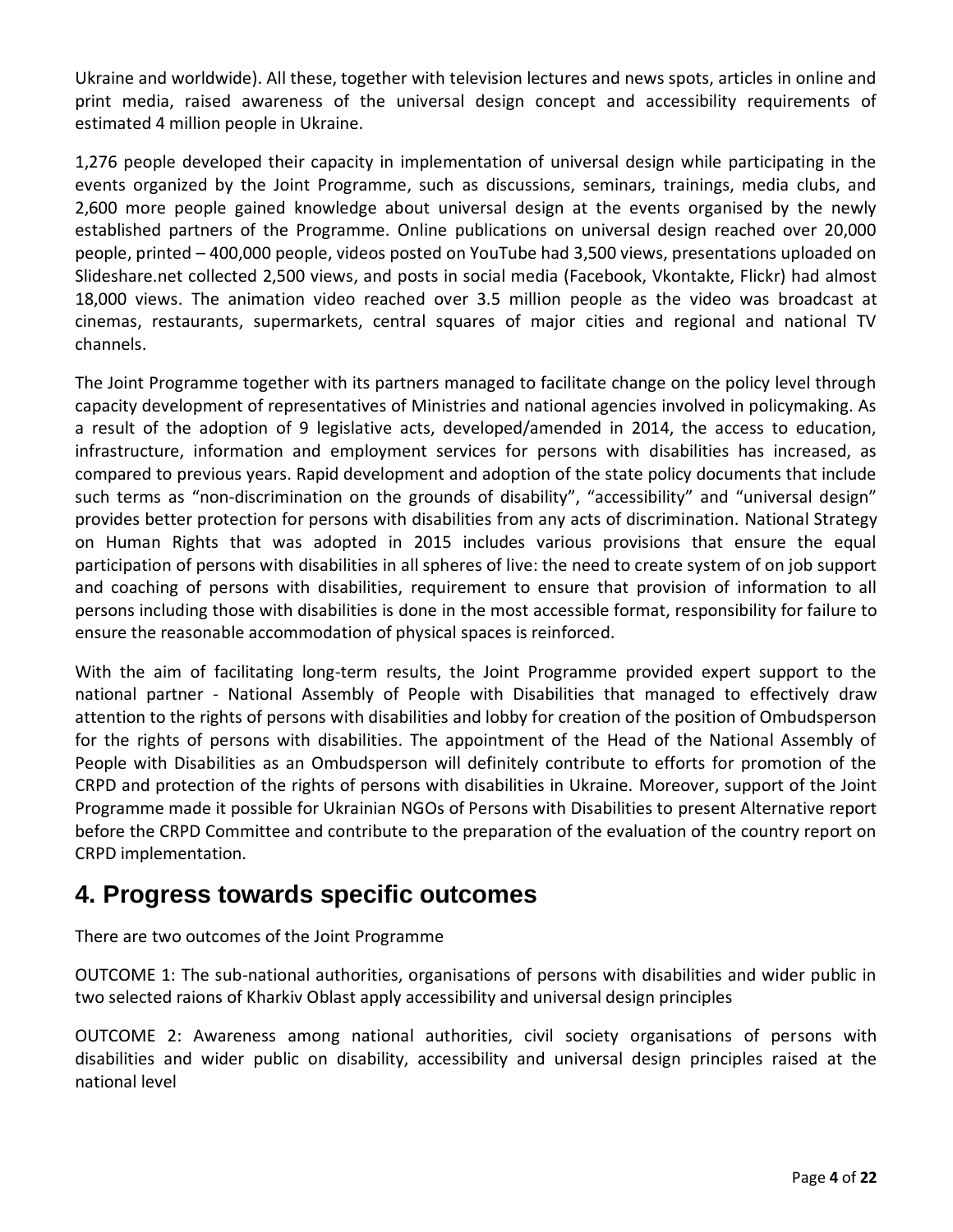Ukraine and worldwide). All these, together with television lectures and news spots, articles in online and print media, raised awareness of the universal design concept and accessibility requirements of estimated 4 million people in Ukraine.

1,276 people developed their capacity in implementation of universal design while participating in the events organized by the Joint Programme, such as discussions, seminars, trainings, media clubs, and 2,600 more people gained knowledge about universal design at the events organised by the newly established partners of the Programme. Online publications on universal design reached over 20,000 people, printed – 400,000 people, videos posted on YouTube had 3,500 views, presentations uploaded on Slideshare.net collected 2,500 views, and posts in social media (Facebook, Vkontakte, Flickr) had almost 18,000 views. The animation video reached over 3.5 million people as the video was broadcast at cinemas, restaurants, supermarkets, central squares of major cities and regional and national TV channels.

The Joint Programme together with its partners managed to facilitate change on the policy level through capacity development of representatives of Ministries and national agencies involved in policymaking. As a result of the adoption of 9 legislative acts, developed/amended in 2014, the access to education, infrastructure, information and employment services for persons with disabilities has increased, as compared to previous years. Rapid development and adoption of the state policy documents that include such terms as "non-discrimination on the grounds of disability", "accessibility" and "universal design" provides better protection for persons with disabilities from any acts of discrimination. National Strategy on Human Rights that was adopted in 2015 includes various provisions that ensure the equal participation of persons with disabilities in all spheres of live: the need to create system of on job support and coaching of persons with disabilities, requirement to ensure that provision of information to all persons including those with disabilities is done in the most accessible format, responsibility for failure to ensure the reasonable accommodation of physical spaces is reinforced.

With the aim of facilitating long-term results, the Joint Programme provided expert support to the national partner - National Assembly of People with Disabilities that managed to effectively draw attention to the rights of persons with disabilities and lobby for creation of the position of Ombudsperson for the rights of persons with disabilities. The appointment of the Head of the National Assembly of People with Disabilities as an Ombudsperson will definitely contribute to efforts for promotion of the CRPD and protection of the rights of persons with disabilities in Ukraine. Moreover, support of the Joint Programme made it possible for Ukrainian NGOs of Persons with Disabilities to present Alternative report before the CRPD Committee and contribute to the preparation of the evaluation of the country report on CRPD implementation.

## 4. Progress towards specific outcomes

There are two outcomes of the Joint Programme

OUTCOME 1: The sub-national authorities, organisations of persons with disabilities and wider public in two selected raions of Kharkiv Oblast apply accessibility and universal design principles

OUTCOME 2: Awareness among national authorities, civil society organisations of persons with disabilities and wider public on disability, accessibility and universal design principles raised at the national level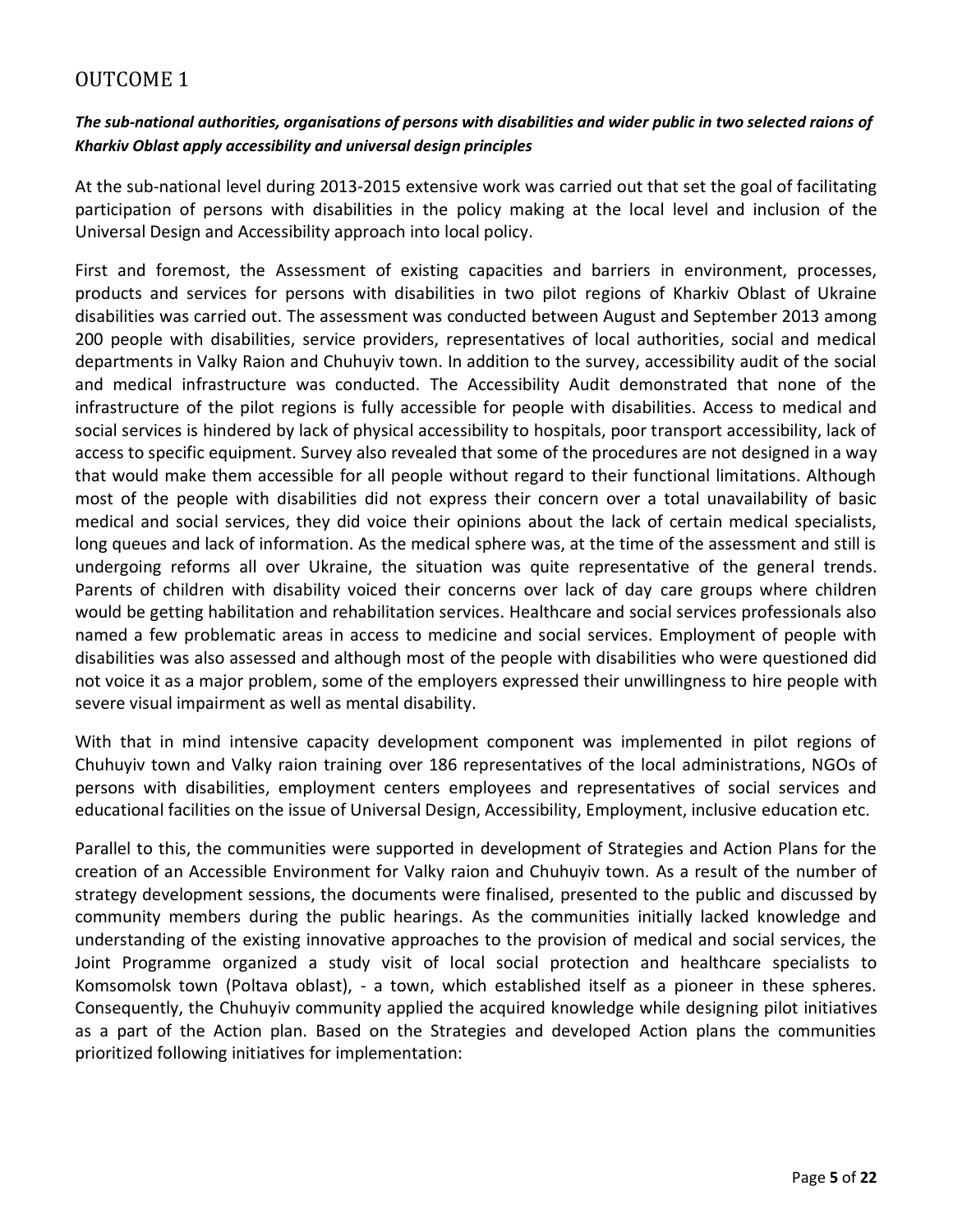## OUTCOME 1

***The sub-national authorities, organisations of persons with disabilities and wider public in two selected raions of Kharkiv Oblast apply accessibility and universal design principles***

At the sub-national level during 2013-2015 extensive work was carried out that set the goal of facilitating participation of persons with disabilities in the policy making at the local level and inclusion of the Universal Design and Accessibility approach into local policy.

First and foremost, the Assessment of existing capacities and barriers in environment, processes, products and services for persons with disabilities in two pilot regions of Kharkiv Oblast of Ukraine disabilities was carried out. The assessment was conducted between August and September 2013 among 200 people with disabilities, service providers, representatives of local authorities, social and medical departments in Valky Raion and Chuhuyiv town. In addition to the survey, accessibility audit of the social and medical infrastructure was conducted. The Accessibility Audit demonstrated that none of the infrastructure of the pilot regions is fully accessible for people with disabilities. Access to medical and social services is hindered by lack of physical accessibility to hospitals, poor transport accessibility, lack of access to specific equipment. Survey also revealed that some of the procedures are not designed in a way that would make them accessible for all people without regard to their functional limitations. Although most of the people with disabilities did not express their concern over a total unavailability of basic medical and social services, they did voice their opinions about the lack of certain medical specialists, long queues and lack of information. As the medical sphere was, at the time of the assessment and still is undergoing reforms all over Ukraine, the situation was quite representative of the general trends. Parents of children with disability voiced their concerns over lack of day care groups where children would be getting habilitation and rehabilitation services. Healthcare and social services professionals also named a few problematic areas in access to medicine and social services. Employment of people with disabilities was also assessed and although most of the people with disabilities who were questioned did not voice it as a major problem, some of the employers expressed their unwillingness to hire people with severe visual impairment as well as mental disability.

With that in mind intensive capacity development component was implemented in pilot regions of Chuhuyiv town and Valky raion training over 186 representatives of the local administrations, NGOs of persons with disabilities, employment centers employees and representatives of social services and educational facilities on the issue of Universal Design, Accessibility, Employment, inclusive education etc.

Parallel to this, the communities were supported in development of Strategies and Action Plans for the creation of an Accessible Environment for Valky raion and Chuhuyiv town. As a result of the number of strategy development sessions, the documents were finalised, presented to the public and discussed by community members during the public hearings. As the communities initially lacked knowledge and understanding of the existing innovative approaches to the provision of medical and social services, the Joint Programme organized a study visit of local social protection and healthcare specialists to Komsomolsk town (Poltava oblast), - a town, which established itself as a pioneer in these spheres. Consequently, the Chuhuyiv community applied the acquired knowledge while designing pilot initiatives as a part of the Action plan. Based on the Strategies and developed Action plans the communities prioritized following initiatives for implementation: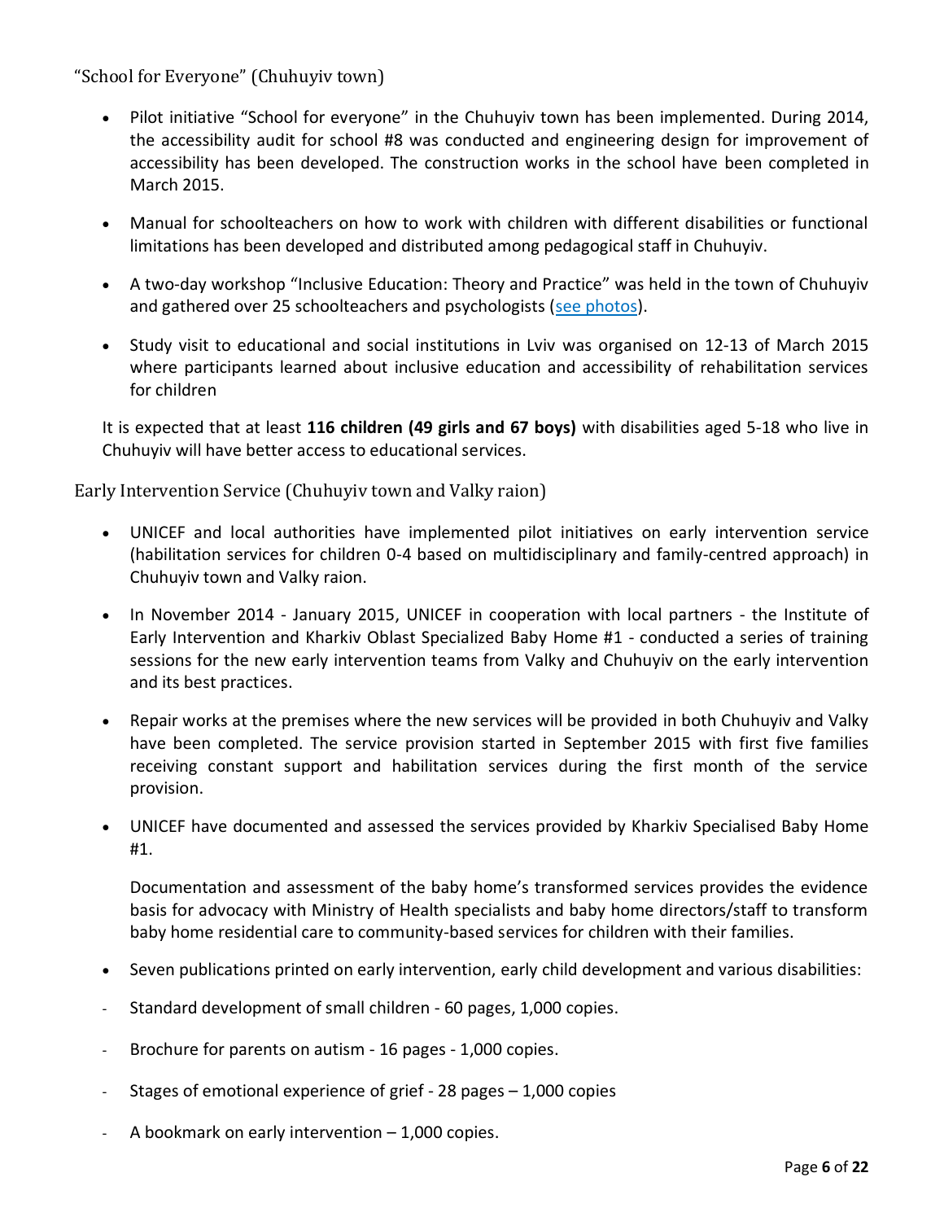### "School for Everyone" (Chuhuyiv town)

- Pilot initiative "School for everyone" in the Chuhuyiv town has been implemented. During 2014, the accessibility audit for school #8 was conducted and engineering design for improvement of accessibility has been developed. The construction works in the school have been completed in March 2015.
- Manual for schoolteachers on how to work with children with different disabilities or functional limitations has been developed and distributed among pedagogical staff in Chuhuyiv.
- A two-day workshop "Inclusive Education: Theory and Practice" was held in the town of Chuhuyiv and gathered over 25 schoolteachers and psychologists (see photos).
- Study visit to educational and social institutions in Lviv was organised on 12-13 of March 2015 where participants learned about inclusive education and accessibility of rehabilitation services for children

It is expected that at least **116 children (49 girls and 67 boys)** with disabilities aged 5-18 who live in Chuhuyiv will have better access to educational services.

### Early Intervention Service (Chuhuyiv town and Valky raion)

- UNICEF and local authorities have implemented pilot initiatives on early intervention service (habilitation services for children 0-4 based on multidisciplinary and family-centred approach) in Chuhuyiv town and Valky raion.
- In November 2014 - January 2015, UNICEF in cooperation with local partners - the Institute of Early Intervention and Kharkiv Oblast Specialized Baby Home #1 - conducted a series of training sessions for the new early intervention teams from Valky and Chuhuyiv on the early intervention and its best practices.
- Repair works at the premises where the new services will be provided in both Chuhuyiv and Valky have been completed. The service provision started in September 2015 with first five families receiving constant support and habilitation services during the first month of the service provision.
- UNICEF have documented and assessed the services provided by Kharkiv Specialised Baby Home #1.

  Documentation and assessment of the baby home's transformed services provides the evidence basis for advocacy with Ministry of Health specialists and baby home directors/staff to transform baby home residential care to community-based services for children with their families.

- Seven publications printed on early intervention, early child development and various disabilities:

- Standard development of small children - 60 pages, 1,000 copies.
- Brochure for parents on autism - 16 pages - 1,000 copies.
- Stages of emotional experience of grief - 28 pages – 1,000 copies
- A bookmark on early intervention – 1,000 copies.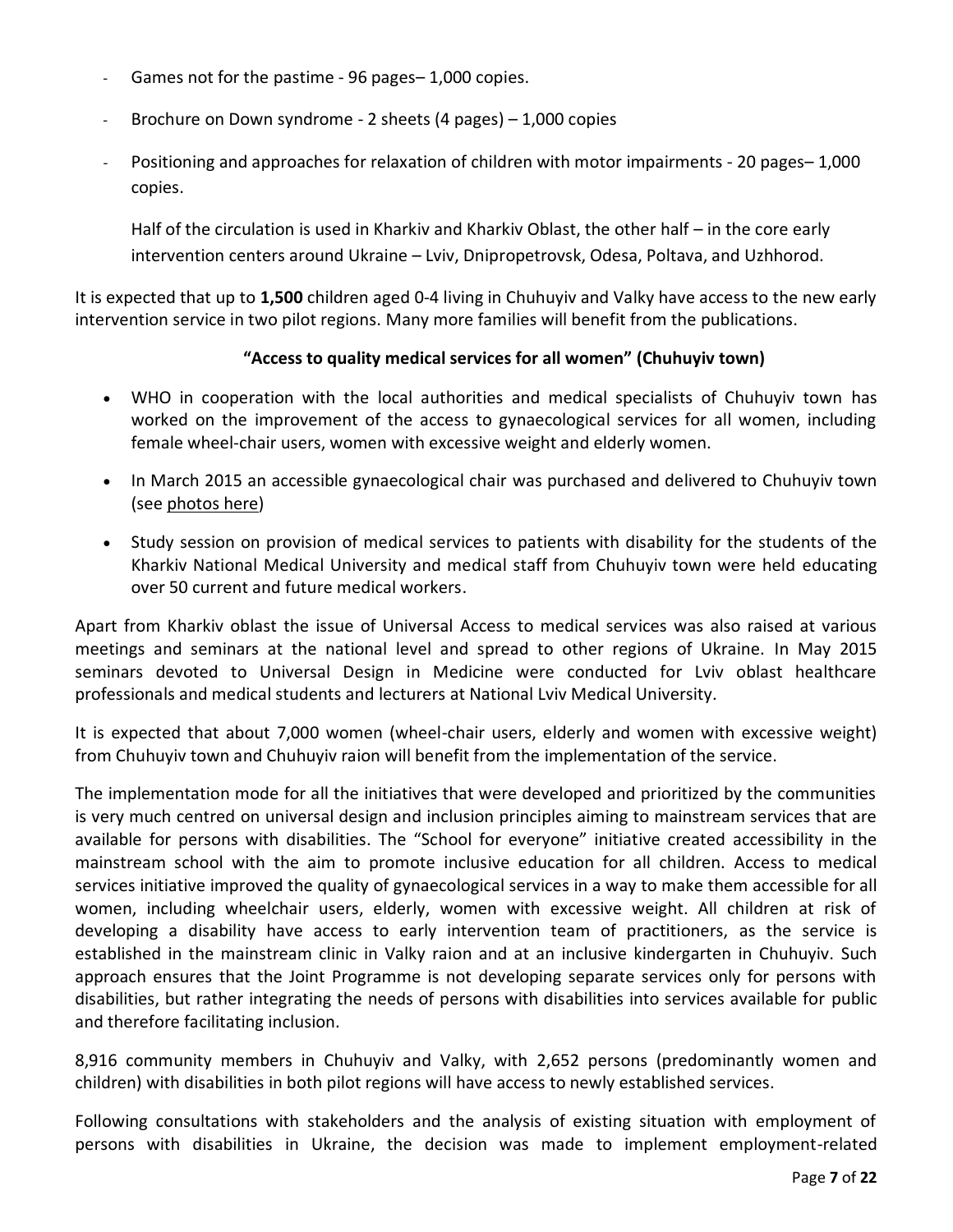- Games not for the pastime - 96 pages– 1,000 copies.
- Brochure on Down syndrome - 2 sheets (4 pages) – 1,000 copies
- Positioning and approaches for relaxation of children with motor impairments - 20 pages– 1,000 copies.

  Half of the circulation is used in Kharkiv and Kharkiv Oblast, the other half – in the core early intervention centers around Ukraine – Lviv, Dnipropetrovsk, Odesa, Poltava, and Uzhhorod.

It is expected that up to **1,500** children aged 0-4 living in Chuhuyiv and Valky have access to the new early intervention service in two pilot regions. Many more families will benefit from the publications.

**"Access to quality medical services for all women" (Chuhuyiv town)**

- WHO in cooperation with the local authorities and medical specialists of Chuhuyiv town has worked on the improvement of the access to gynaecological services for all women, including female wheel-chair users, women with excessive weight and elderly women.
- In March 2015 an accessible gynaecological chair was purchased and delivered to Chuhuyiv town (see photos here)
- Study session on provision of medical services to patients with disability for the students of the Kharkiv National Medical University and medical staff from Chuhuyiv town were held educating over 50 current and future medical workers.

Apart from Kharkiv oblast the issue of Universal Access to medical services was also raised at various meetings and seminars at the national level and spread to other regions of Ukraine. In May 2015 seminars devoted to Universal Design in Medicine were conducted for Lviv oblast healthcare professionals and medical students and lecturers at National Lviv Medical University.

It is expected that about 7,000 women (wheel-chair users, elderly and women with excessive weight) from Chuhuyiv town and Chuhuyiv raion will benefit from the implementation of the service.

The implementation mode for all the initiatives that were developed and prioritized by the communities is very much centred on universal design and inclusion principles aiming to mainstream services that are available for persons with disabilities. The "School for everyone" initiative created accessibility in the mainstream school with the aim to promote inclusive education for all children. Access to medical services initiative improved the quality of gynaecological services in a way to make them accessible for all women, including wheelchair users, elderly, women with excessive weight. All children at risk of developing a disability have access to early intervention team of practitioners, as the service is established in the mainstream clinic in Valky raion and at an inclusive kindergarten in Chuhuyiv. Such approach ensures that the Joint Programme is not developing separate services only for persons with disabilities, but rather integrating the needs of persons with disabilities into services available for public and therefore facilitating inclusion.

8,916 community members in Chuhuyiv and Valky, with 2,652 persons (predominantly women and children) with disabilities in both pilot regions will have access to newly established services.

Following consultations with stakeholders and the analysis of existing situation with employment of persons with disabilities in Ukraine, the decision was made to implement employment-related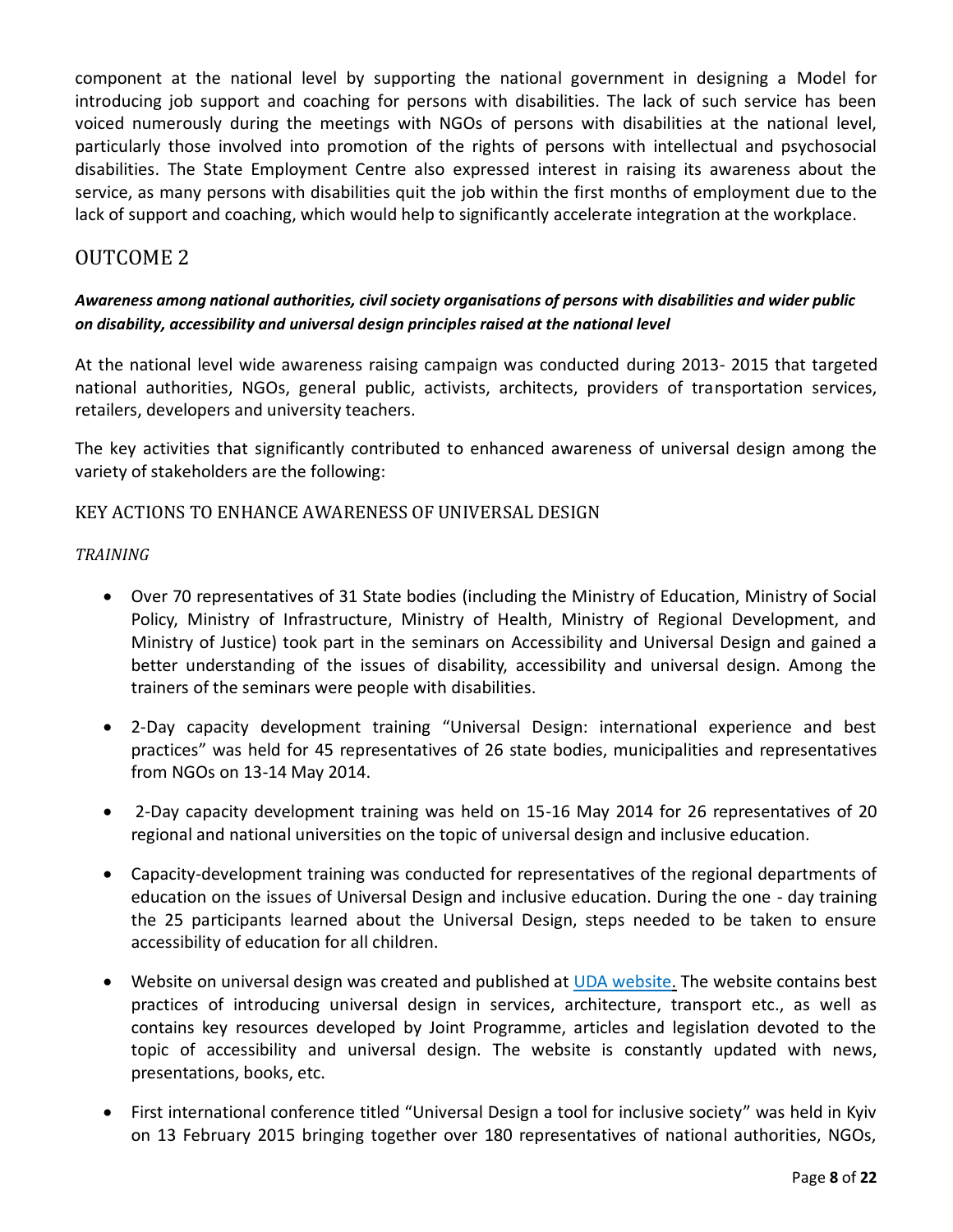component at the national level by supporting the national government in designing a Model for introducing job support and coaching for persons with disabilities. The lack of such service has been voiced numerously during the meetings with NGOs of persons with disabilities at the national level, particularly those involved into promotion of the rights of persons with intellectual and psychosocial disabilities. The State Employment Centre also expressed interest in raising its awareness about the service, as many persons with disabilities quit the job within the first months of employment due to the lack of support and coaching, which would help to significantly accelerate integration at the workplace.

## OUTCOME 2

***Awareness among national authorities, civil society organisations of persons with disabilities and wider public on disability, accessibility and universal design principles raised at the national level***

At the national level wide awareness raising campaign was conducted during 2013- 2015 that targeted national authorities, NGOs, general public, activists, architects, providers of transportation services, retailers, developers and university teachers.

The key activities that significantly contributed to enhanced awareness of universal design among the variety of stakeholders are the following:

### KEY ACTIONS TO ENHANCE AWARENESS OF UNIVERSAL DESIGN

*TRAINING*

- Over 70 representatives of 31 State bodies (including the Ministry of Education, Ministry of Social Policy, Ministry of Infrastructure, Ministry of Health, Ministry of Regional Development, and Ministry of Justice) took part in the seminars on Accessibility and Universal Design and gained a better understanding of the issues of disability, accessibility and universal design. Among the trainers of the seminars were people with disabilities.
- 2-Day capacity development training “Universal Design: international experience and best practices” was held for 45 representatives of 26 state bodies, municipalities and representatives from NGOs on 13-14 May 2014.
- 2-Day capacity development training was held on 15-16 May 2014 for 26 representatives of 20 regional and national universities on the topic of universal design and inclusive education.
- Capacity-development training was conducted for representatives of the regional departments of education on the issues of Universal Design and inclusive education. During the one - day training the 25 participants learned about the Universal Design, steps needed to be taken to ensure accessibility of education for all children.
- Website on universal design was created and published at UDA website. The website contains best practices of introducing universal design in services, architecture, transport etc., as well as contains key resources developed by Joint Programme, articles and legislation devoted to the topic of accessibility and universal design. The website is constantly updated with news, presentations, books, etc.
- First international conference titled “Universal Design a tool for inclusive society” was held in Kyiv on 13 February 2015 bringing together over 180 representatives of national authorities, NGOs,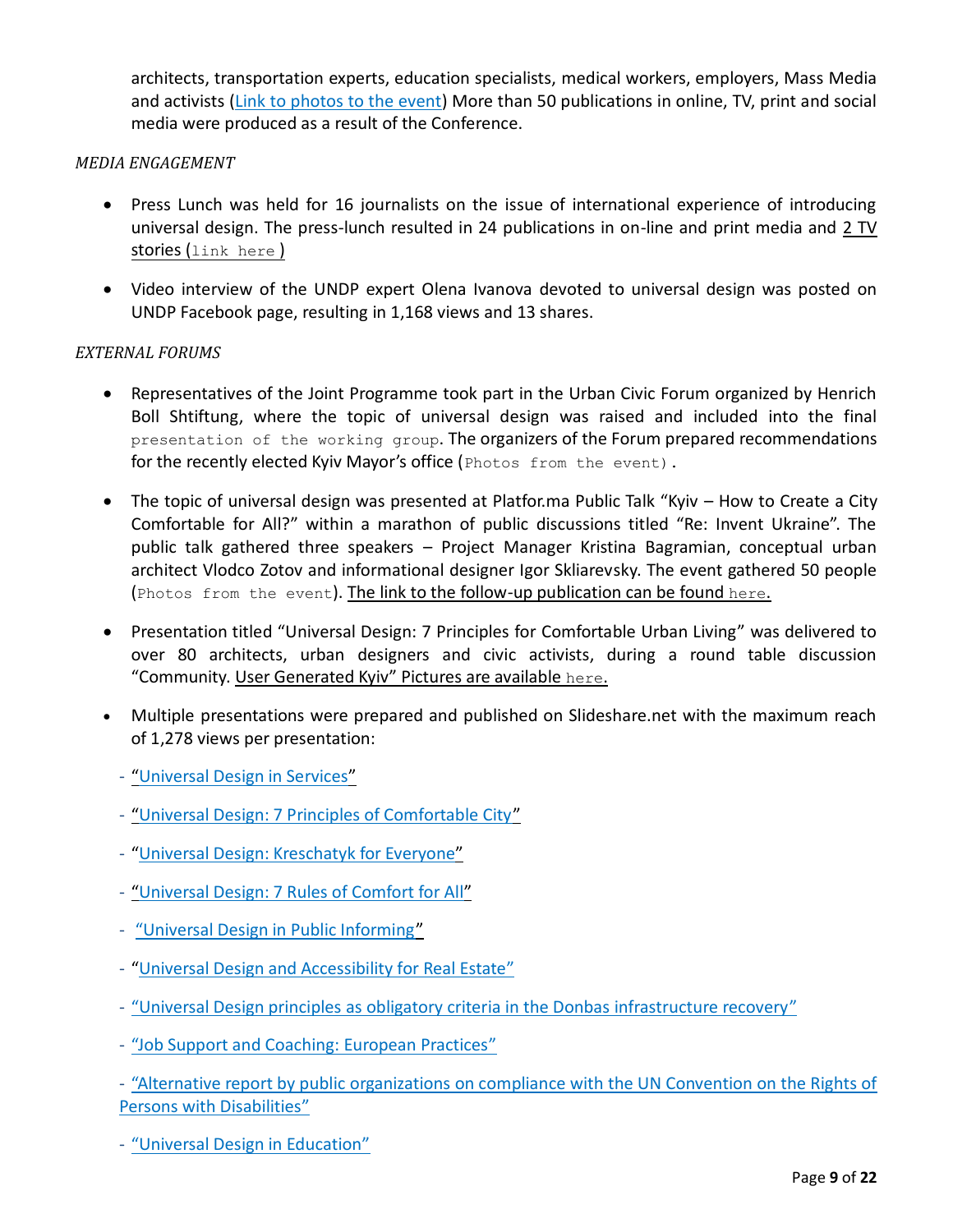architects, transportation experts, education specialists, medical workers, employers, Mass Media and activists (Link to photos to the event) More than 50 publications in online, TV, print and social media were produced as a result of the Conference.

*MEDIA ENGAGEMENT*

- Press Lunch was held for 16 journalists on the issue of international experience of introducing universal design. The press-lunch resulted in 24 publications in on-line and print media and 2 TV stories (link here )
- Video interview of the UNDP expert Olena Ivanova devoted to universal design was posted on UNDP Facebook page, resulting in 1,168 views and 13 shares.

*EXTERNAL FORUMS*

- Representatives of the Joint Programme took part in the Urban Civic Forum organized by Henrich Boll Shtiftung, where the topic of universal design was raised and included into the final presentation of the working group. The organizers of the Forum prepared recommendations for the recently elected Kyiv Mayor's office (Photos from the event).
- The topic of universal design was presented at Platfor.ma Public Talk "Kyiv – How to Create a City Comfortable for All?" within a marathon of public discussions titled "Re: Invent Ukraine". The public talk gathered three speakers – Project Manager Kristina Bagramian, conceptual urban architect Vlodco Zotov and informational designer Igor Skliarevsky. The event gathered 50 people (Photos from the event). The link to the follow-up publication can be found here.
- Presentation titled "Universal Design: 7 Principles for Comfortable Urban Living" was delivered to over 80 architects, urban designers and civic activists, during a round table discussion "Community. User Generated Kyiv" Pictures are available here.
- Multiple presentations were prepared and published on Slideshare.net with the maximum reach of 1,278 views per presentation:

- "Universal Design in Services"

- "Universal Design: 7 Principles of Comfortable City"

- "Universal Design: Kreschatyk for Everyone"

- "Universal Design: 7 Rules of Comfort for All"

- "Universal Design in Public Informing"

- "Universal Design and Accessibility for Real Estate"

- "Universal Design principles as obligatory criteria in the Donbas infrastructure recovery"

- "Job Support and Coaching: European Practices"

- "Alternative report by public organizations on compliance with the UN Convention on the Rights of Persons with Disabilities"

- "Universal Design in Education"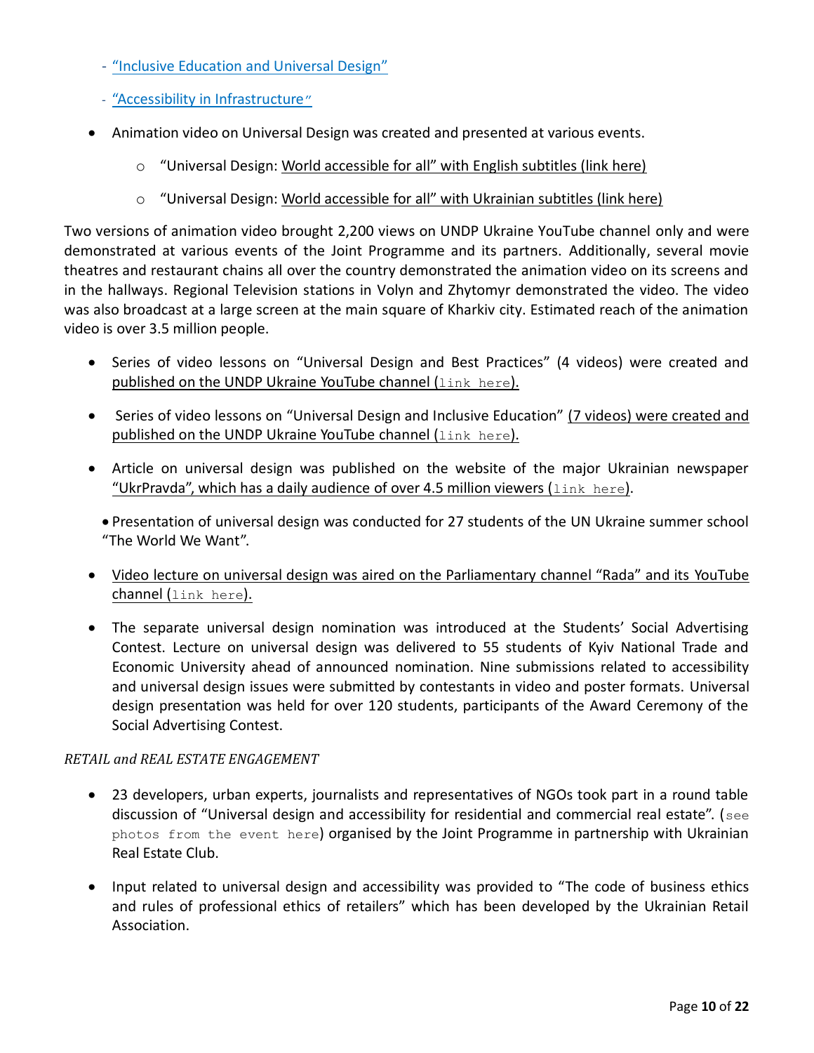- "Inclusive Education and Universal Design"
- "Accessibility in Infrastructure"

- Animation video on Universal Design was created and presented at various events.
    - "Universal Design: World accessible for all" with English subtitles (link here)
    - "Universal Design: World accessible for all" with Ukrainian subtitles (link here)

Two versions of animation video brought 2,200 views on UNDP Ukraine YouTube channel only and were demonstrated at various events of the Joint Programme and its partners. Additionally, several movie theatres and restaurant chains all over the country demonstrated the animation video on its screens and in the hallways. Regional Television stations in Volyn and Zhytomyr demonstrated the video. The video was also broadcast at a large screen at the main square of Kharkiv city. Estimated reach of the animation video is over 3.5 million people.

- Series of video lessons on "Universal Design and Best Practices" (4 videos) were created and published on the UNDP Ukraine YouTube channel (link here).
- Series of video lessons on "Universal Design and Inclusive Education" (7 videos) were created and published on the UNDP Ukraine YouTube channel (link here).
- Article on universal design was published on the website of the major Ukrainian newspaper "UkrPravda", which has a daily audience of over 4.5 million viewers (link here).
- Presentation of universal design was conducted for 27 students of the UN Ukraine summer school "The World We Want".
- Video lecture on universal design was aired on the Parliamentary channel "Rada" and its YouTube channel (link here).
- The separate universal design nomination was introduced at the Students' Social Advertising Contest. Lecture on universal design was delivered to 55 students of Kyiv National Trade and Economic University ahead of announced nomination. Nine submissions related to accessibility and universal design issues were submitted by contestants in video and poster formats. Universal design presentation was held for over 120 students, participants of the Award Ceremony of the Social Advertising Contest.

*RETAIL and REAL ESTATE ENGAGEMENT*

- 23 developers, urban experts, journalists and representatives of NGOs took part in a round table discussion of "Universal design and accessibility for residential and commercial real estate". (see photos from the event here) organised by the Joint Programme in partnership with Ukrainian Real Estate Club.
- Input related to universal design and accessibility was provided to "The code of business ethics and rules of professional ethics of retailers" which has been developed by the Ukrainian Retail Association.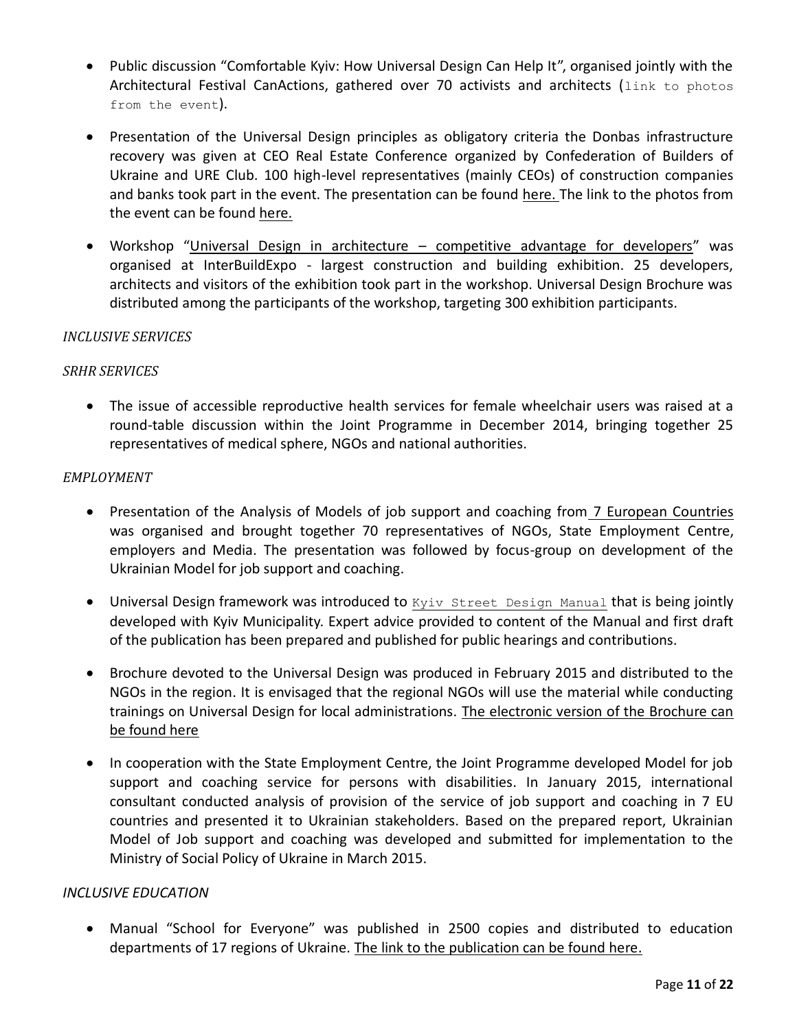- Public discussion "Comfortable Kyiv: How Universal Design Can Help It", organised jointly with the Architectural Festival CanActions, gathered over 70 activists and architects (link to photos from the event).

- Presentation of the Universal Design principles as obligatory criteria the Donbas infrastructure recovery was given at CEO Real Estate Conference organized by Confederation of Builders of Ukraine and URE Club. 100 high-level representatives (mainly CEOs) of construction companies and banks took part in the event. The presentation can be found here. The link to the photos from the event can be found here.

- Workshop "Universal Design in architecture – competitive advantage for developers" was organised at InterBuildExpo - largest construction and building exhibition. 25 developers, architects and visitors of the exhibition took part in the workshop. Universal Design Brochure was distributed among the participants of the workshop, targeting 300 exhibition participants.

*INCLUSIVE SERVICES*

*SRHR SERVICES*

- The issue of accessible reproductive health services for female wheelchair users was raised at a round-table discussion within the Joint Programme in December 2014, bringing together 25 representatives of medical sphere, NGOs and national authorities.

*EMPLOYMENT*

- Presentation of the Analysis of Models of job support and coaching from 7 European Countries was organised and brought together 70 representatives of NGOs, State Employment Centre, employers and Media. The presentation was followed by focus-group on development of the Ukrainian Model for job support and coaching.

- Universal Design framework was introduced to Kyiv Street Design Manual that is being jointly developed with Kyiv Municipality. Expert advice provided to content of the Manual and first draft of the publication has been prepared and published for public hearings and contributions.

- Brochure devoted to the Universal Design was produced in February 2015 and distributed to the NGOs in the region. It is envisaged that the regional NGOs will use the material while conducting trainings on Universal Design for local administrations. The electronic version of the Brochure can be found here

- In cooperation with the State Employment Centre, the Joint Programme developed Model for job support and coaching service for persons with disabilities. In January 2015, international consultant conducted analysis of provision of the service of job support and coaching in 7 EU countries and presented it to Ukrainian stakeholders. Based on the prepared report, Ukrainian Model of Job support and coaching was developed and submitted for implementation to the Ministry of Social Policy of Ukraine in March 2015.

*INCLUSIVE EDUCATION*

- Manual "School for Everyone" was published in 2500 copies and distributed to education departments of 17 regions of Ukraine. The link to the publication can be found here.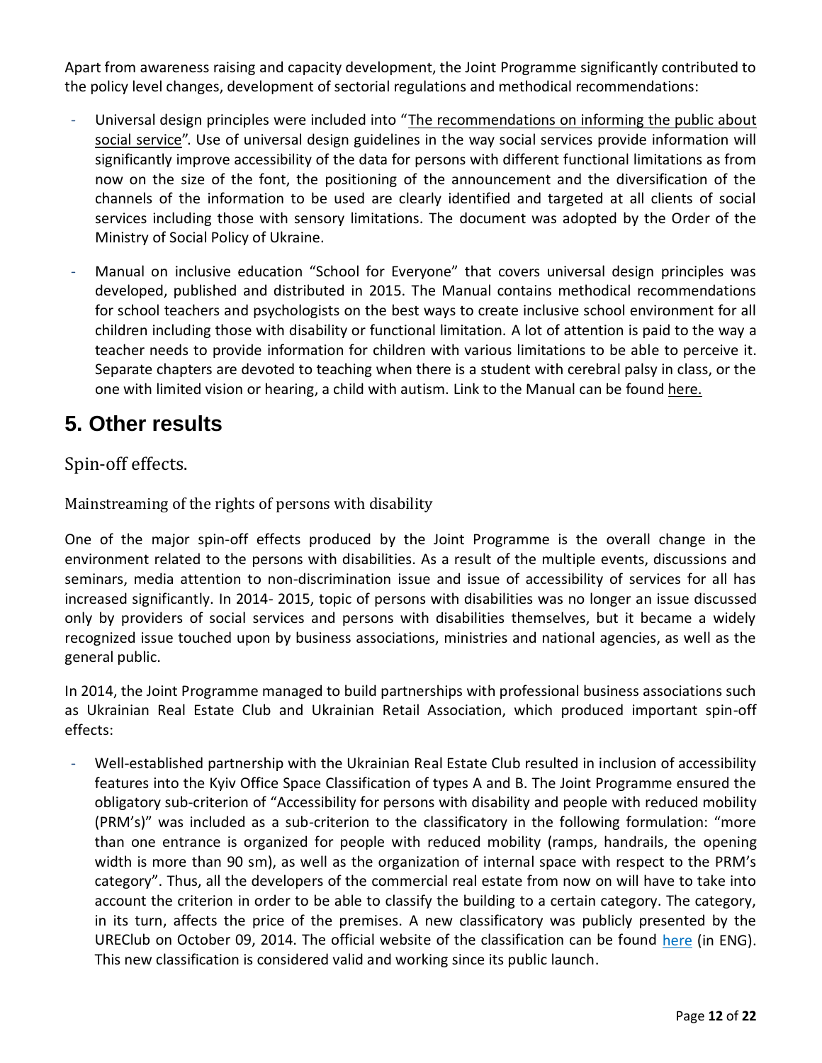Apart from awareness raising and capacity development, the Joint Programme significantly contributed to the policy level changes, development of sectorial regulations and methodical recommendations:

- Universal design principles were included into "The recommendations on informing the public about social service". Use of universal design guidelines in the way social services provide information will significantly improve accessibility of the data for persons with different functional limitations as from now on the size of the font, the positioning of the announcement and the diversification of the channels of the information to be used are clearly identified and targeted at all clients of social services including those with sensory limitations. The document was adopted by the Order of the Ministry of Social Policy of Ukraine.
- Manual on inclusive education "School for Everyone" that covers universal design principles was developed, published and distributed in 2015. The Manual contains methodical recommendations for school teachers and psychologists on the best ways to create inclusive school environment for all children including those with disability or functional limitation. A lot of attention is paid to the way a teacher needs to provide information for children with various limitations to be able to perceive it. Separate chapters are devoted to teaching when there is a student with cerebral palsy in class, or the one with limited vision or hearing, a child with autism. Link to the Manual can be found here.

# 5. Other results

## Spin-off effects.

### Mainstreaming of the rights of persons with disability

One of the major spin-off effects produced by the Joint Programme is the overall change in the environment related to the persons with disabilities. As a result of the multiple events, discussions and seminars, media attention to non-discrimination issue and issue of accessibility of services for all has increased significantly. In 2014- 2015, topic of persons with disabilities was no longer an issue discussed only by providers of social services and persons with disabilities themselves, but it became a widely recognized issue touched upon by business associations, ministries and national agencies, as well as the general public.

In 2014, the Joint Programme managed to build partnerships with professional business associations such as Ukrainian Real Estate Club and Ukrainian Retail Association, which produced important spin-off effects:

- Well-established partnership with the Ukrainian Real Estate Club resulted in inclusion of accessibility features into the Kyiv Office Space Classification of types A and B. The Joint Programme ensured the obligatory sub-criterion of "Accessibility for persons with disability and people with reduced mobility (PRM's)" was included as a sub-criterion to the classificatory in the following formulation: "more than one entrance is organized for people with reduced mobility (ramps, handrails, the opening width is more than 90 sm), as well as the organization of internal space with respect to the PRM's category". Thus, all the developers of the commercial real estate from now on will have to take into account the criterion in order to be able to classify the building to a certain category. The category, in its turn, affects the price of the premises. A new classificatory was publicly presented by the UREClub on October 09, 2014. The official website of the classification can be found here (in ENG). This new classification is considered valid and working since its public launch.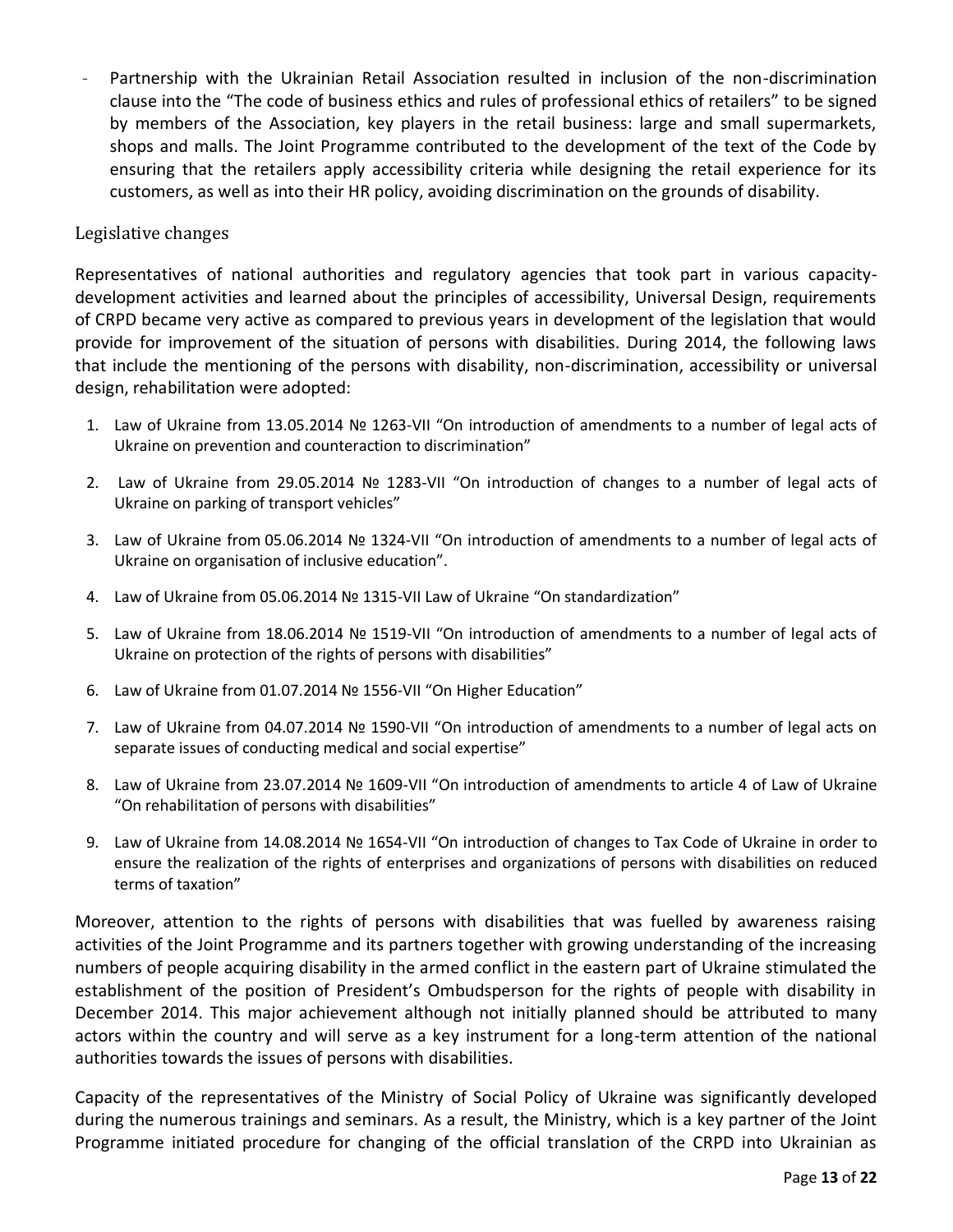- Partnership with the Ukrainian Retail Association resulted in inclusion of the non-discrimination clause into the "The code of business ethics and rules of professional ethics of retailers" to be signed by members of the Association, key players in the retail business: large and small supermarkets, shops and malls. The Joint Programme contributed to the development of the text of the Code by ensuring that the retailers apply accessibility criteria while designing the retail experience for its customers, as well as into their HR policy, avoiding discrimination on the grounds of disability.

## Legislative changes

Representatives of national authorities and regulatory agencies that took part in various capacity-development activities and learned about the principles of accessibility, Universal Design, requirements of CRPD became very active as compared to previous years in development of the legislation that would provide for improvement of the situation of persons with disabilities. During 2014, the following laws that include the mentioning of the persons with disability, non-discrimination, accessibility or universal design, rehabilitation were adopted:

1. Law of Ukraine from 13.05.2014 № 1263-VII "On introduction of amendments to a number of legal acts of Ukraine on prevention and counteraction to discrimination"
2. Law of Ukraine from 29.05.2014 № 1283-VII "On introduction of changes to a number of legal acts of Ukraine on parking of transport vehicles"
3. Law of Ukraine from 05.06.2014 № 1324-VII "On introduction of amendments to a number of legal acts of Ukraine on organisation of inclusive education".
4. Law of Ukraine from 05.06.2014 № 1315-VII Law of Ukraine "On standardization"
5. Law of Ukraine from 18.06.2014 № 1519-VII "On introduction of amendments to a number of legal acts of Ukraine on protection of the rights of persons with disabilities"
6. Law of Ukraine from 01.07.2014 № 1556-VII "On Higher Education"
7. Law of Ukraine from 04.07.2014 № 1590-VII "On introduction of amendments to a number of legal acts on separate issues of conducting medical and social expertise"
8. Law of Ukraine from 23.07.2014 № 1609-VII "On introduction of amendments to article 4 of Law of Ukraine "On rehabilitation of persons with disabilities"
9. Law of Ukraine from 14.08.2014 № 1654-VII "On introduction of changes to Tax Code of Ukraine in order to ensure the realization of the rights of enterprises and organizations of persons with disabilities on reduced terms of taxation"

Moreover, attention to the rights of persons with disabilities that was fuelled by awareness raising activities of the Joint Programme and its partners together with growing understanding of the increasing numbers of people acquiring disability in the armed conflict in the eastern part of Ukraine stimulated the establishment of the position of President's Ombudsperson for the rights of people with disability in December 2014. This major achievement although not initially planned should be attributed to many actors within the country and will serve as a key instrument for a long-term attention of the national authorities towards the issues of persons with disabilities.

Capacity of the representatives of the Ministry of Social Policy of Ukraine was significantly developed during the numerous trainings and seminars. As a result, the Ministry, which is a key partner of the Joint Programme initiated procedure for changing of the official translation of the CRPD into Ukrainian as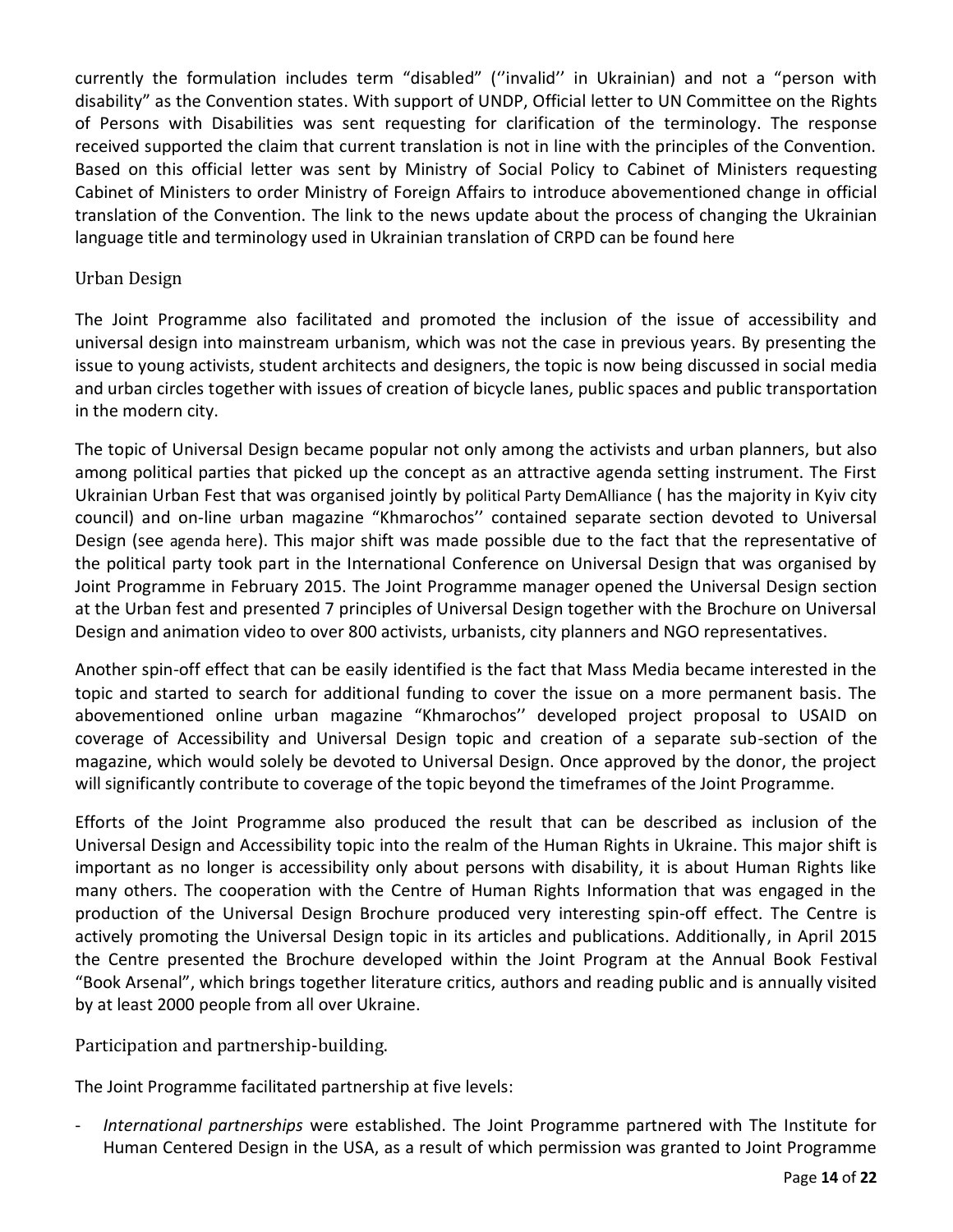currently the formulation includes term “disabled” (‘’invalid’’ in Ukrainian) and not a “person with disability” as the Convention states. With support of UNDP, Official letter to UN Committee on the Rights of Persons with Disabilities was sent requesting for clarification of the terminology. The response received supported the claim that current translation is not in line with the principles of the Convention. Based on this official letter was sent by Ministry of Social Policy to Cabinet of Ministers requesting Cabinet of Ministers to order Ministry of Foreign Affairs to introduce abovementioned change in official translation of the Convention. The link to the news update about the process of changing the Ukrainian language title and terminology used in Ukrainian translation of CRPD can be found here

## Urban Design

The Joint Programme also facilitated and promoted the inclusion of the issue of accessibility and universal design into mainstream urbanism, which was not the case in previous years. By presenting the issue to young activists, student architects and designers, the topic is now being discussed in social media and urban circles together with issues of creation of bicycle lanes, public spaces and public transportation in the modern city.

The topic of Universal Design became popular not only among the activists and urban planners, but also among political parties that picked up the concept as an attractive agenda setting instrument. The First Ukrainian Urban Fest that was organised jointly by political Party DemAlliance ( has the majority in Kyiv city council) and on-line urban magazine “Khmarochos’’ contained separate section devoted to Universal Design (see agenda here). This major shift was made possible due to the fact that the representative of the political party took part in the International Conference on Universal Design that was organised by Joint Programme in February 2015. The Joint Programme manager opened the Universal Design section at the Urban fest and presented 7 principles of Universal Design together with the Brochure on Universal Design and animation video to over 800 activists, urbanists, city planners and NGO representatives.

Another spin-off effect that can be easily identified is the fact that Mass Media became interested in the topic and started to search for additional funding to cover the issue on a more permanent basis. The abovementioned online urban magazine “Khmarochos’’ developed project proposal to USAID on coverage of Accessibility and Universal Design topic and creation of a separate sub-section of the magazine, which would solely be devoted to Universal Design. Once approved by the donor, the project will significantly contribute to coverage of the topic beyond the timeframes of the Joint Programme.

Efforts of the Joint Programme also produced the result that can be described as inclusion of the Universal Design and Accessibility topic into the realm of the Human Rights in Ukraine. This major shift is important as no longer is accessibility only about persons with disability, it is about Human Rights like many others. The cooperation with the Centre of Human Rights Information that was engaged in the production of the Universal Design Brochure produced very interesting spin-off effect. The Centre is actively promoting the Universal Design topic in its articles and publications. Additionally, in April 2015 the Centre presented the Brochure developed within the Joint Program at the Annual Book Festival “Book Arsenal”, which brings together literature critics, authors and reading public and is annually visited by at least 2000 people from all over Ukraine.

## Participation and partnership-building.

The Joint Programme facilitated partnership at five levels:

- *International partnerships* were established. The Joint Programme partnered with The Institute for Human Centered Design in the USA, as a result of which permission was granted to Joint Programme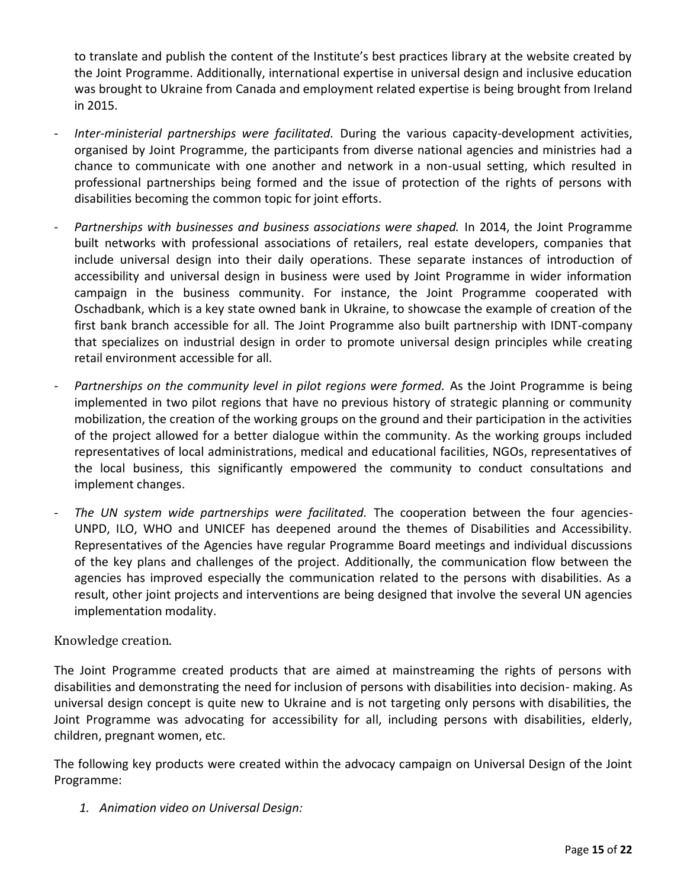to translate and publish the content of the Institute's best practices library at the website created by the Joint Programme. Additionally, international expertise in universal design and inclusive education was brought to Ukraine from Canada and employment related expertise is being brought from Ireland in 2015.

- *Inter-ministerial partnerships were facilitated.* During the various capacity-development activities, organised by Joint Programme, the participants from diverse national agencies and ministries had a chance to communicate with one another and network in a non-usual setting, which resulted in professional partnerships being formed and the issue of protection of the rights of persons with disabilities becoming the common topic for joint efforts.
- *Partnerships with businesses and business associations were shaped.* In 2014, the Joint Programme built networks with professional associations of retailers, real estate developers, companies that include universal design into their daily operations. These separate instances of introduction of accessibility and universal design in business were used by Joint Programme in wider information campaign in the business community. For instance, the Joint Programme cooperated with Oschadbank, which is a key state owned bank in Ukraine, to showcase the example of creation of the first bank branch accessible for all. The Joint Programme also built partnership with IDNT-company that specializes on industrial design in order to promote universal design principles while creating retail environment accessible for all.
- *Partnerships on the community level in pilot regions were formed.* As the Joint Programme is being implemented in two pilot regions that have no previous history of strategic planning or community mobilization, the creation of the working groups on the ground and their participation in the activities of the project allowed for a better dialogue within the community. As the working groups included representatives of local administrations, medical and educational facilities, NGOs, representatives of the local business, this significantly empowered the community to conduct consultations and implement changes.
- *The UN system wide partnerships were facilitated.* The cooperation between the four agencies- UNPD, ILO, WHO and UNICEF has deepened around the themes of Disabilities and Accessibility. Representatives of the Agencies have regular Programme Board meetings and individual discussions of the key plans and challenges of the project. Additionally, the communication flow between the agencies has improved especially the communication related to the persons with disabilities. As a result, other joint projects and interventions are being designed that involve the several UN agencies implementation modality.

### Knowledge creation.

The Joint Programme created products that are aimed at mainstreaming the rights of persons with disabilities and demonstrating the need for inclusion of persons with disabilities into decision- making. As universal design concept is quite new to Ukraine and is not targeting only persons with disabilities, the Joint Programme was advocating for accessibility for all, including persons with disabilities, elderly, children, pregnant women, etc.

The following key products were created within the advocacy campaign on Universal Design of the Joint Programme:

1. *Animation video on Universal Design:*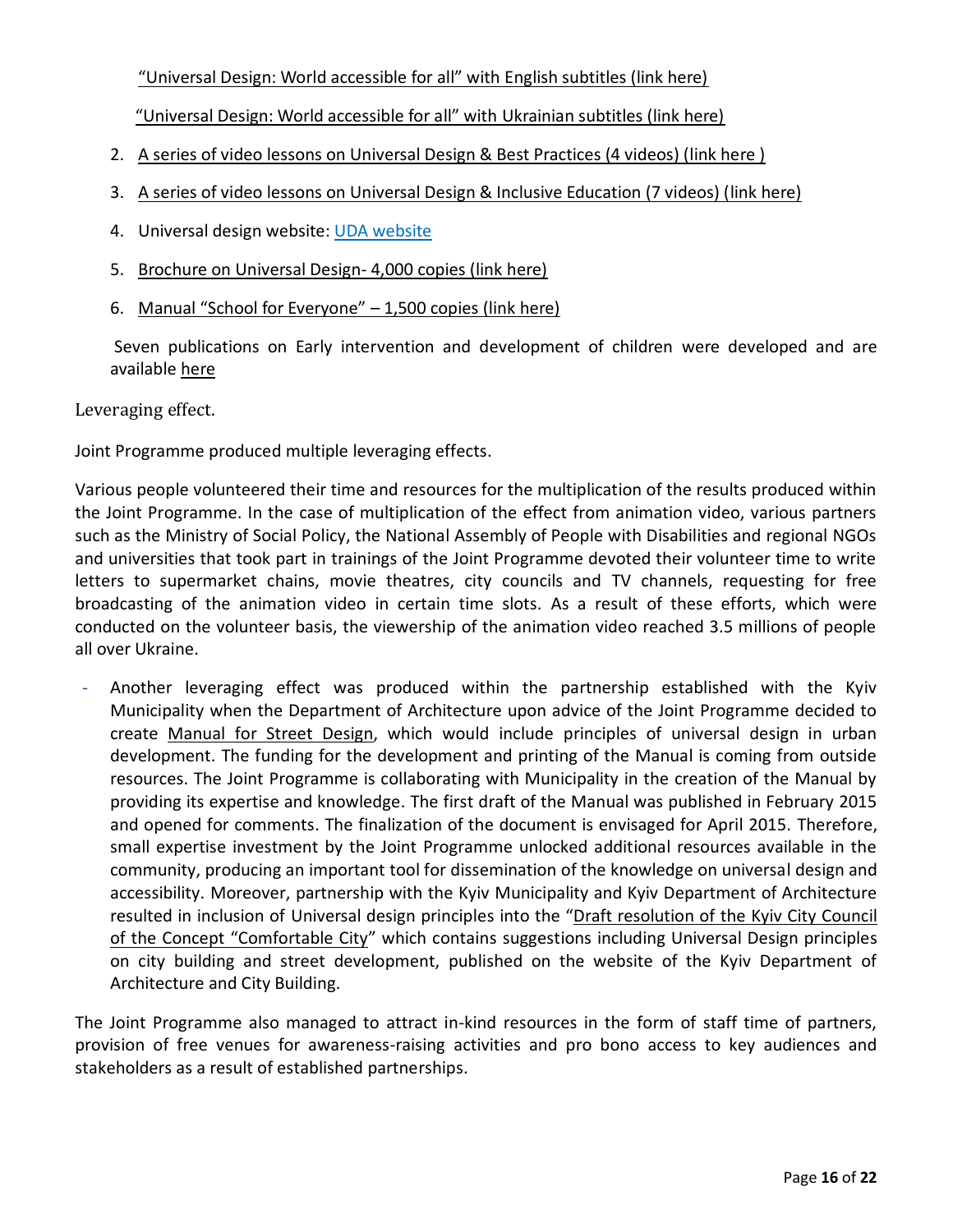"Universal Design: World accessible for all" with English subtitles (link here)

"Universal Design: World accessible for all" with Ukrainian subtitles (link here)

2. A series of video lessons on Universal Design & Best Practices (4 videos) (link here )
3. A series of video lessons on Universal Design & Inclusive Education (7 videos) (link here)
4. Universal design website: UDA website
5. Brochure on Universal Design- 4,000 copies (link here)
6. Manual "School for Everyone" – 1,500 copies (link here)

Seven publications on Early intervention and development of children were developed and are available here

Leveraging effect.

Joint Programme produced multiple leveraging effects.

Various people volunteered their time and resources for the multiplication of the results produced within the Joint Programme. In the case of multiplication of the effect from animation video, various partners such as the Ministry of Social Policy, the National Assembly of People with Disabilities and regional NGOs and universities that took part in trainings of the Joint Programme devoted their volunteer time to write letters to supermarket chains, movie theatres, city councils and TV channels, requesting for free broadcasting of the animation video in certain time slots. As a result of these efforts, which were conducted on the volunteer basis, the viewership of the animation video reached 3.5 millions of people all over Ukraine.

- Another leveraging effect was produced within the partnership established with the Kyiv Municipality when the Department of Architecture upon advice of the Joint Programme decided to create Manual for Street Design, which would include principles of universal design in urban development. The funding for the development and printing of the Manual is coming from outside resources. The Joint Programme is collaborating with Municipality in the creation of the Manual by providing its expertise and knowledge. The first draft of the Manual was published in February 2015 and opened for comments. The finalization of the document is envisaged for April 2015. Therefore, small expertise investment by the Joint Programme unlocked additional resources available in the community, producing an important tool for dissemination of the knowledge on universal design and accessibility. Moreover, partnership with the Kyiv Municipality and Kyiv Department of Architecture resulted in inclusion of Universal design principles into the "Draft resolution of the Kyiv City Council of the Concept "Comfortable City" which contains suggestions including Universal Design principles on city building and street development, published on the website of the Kyiv Department of Architecture and City Building.

The Joint Programme also managed to attract in-kind resources in the form of staff time of partners, provision of free venues for awareness-raising activities and pro bono access to key audiences and stakeholders as a result of established partnerships.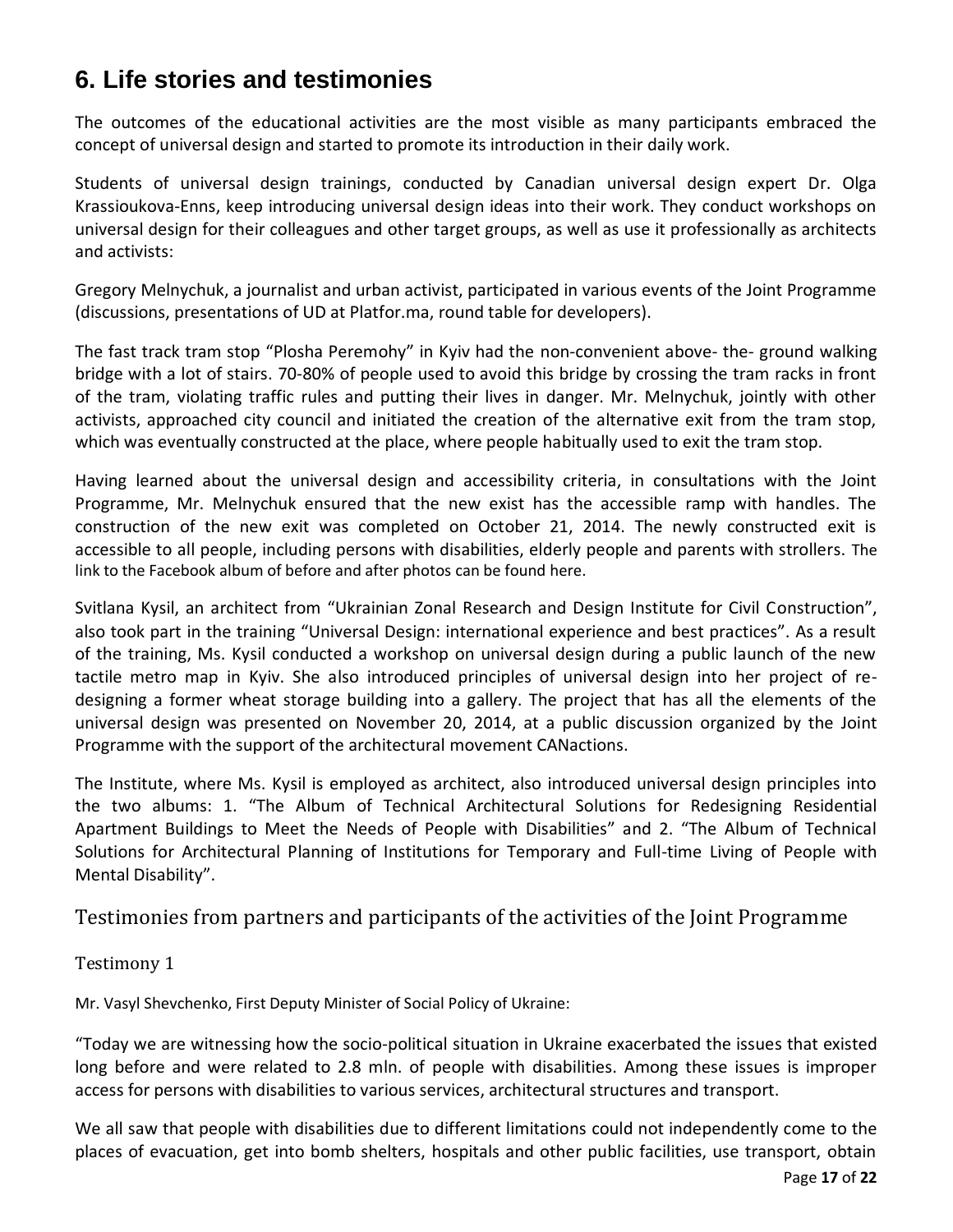# 6. Life stories and testimonies

The outcomes of the educational activities are the most visible as many participants embraced the concept of universal design and started to promote its introduction in their daily work.

Students of universal design trainings, conducted by Canadian universal design expert Dr. Olga Krassioukova-Enns, keep introducing universal design ideas into their work. They conduct workshops on universal design for their colleagues and other target groups, as well as use it professionally as architects and activists:

Gregory Melnychuk, a journalist and urban activist, participated in various events of the Joint Programme (discussions, presentations of UD at Platfor.ma, round table for developers).

The fast track tram stop "Plosha Peremohy" in Kyiv had the non-convenient above- the- ground walking bridge with a lot of stairs. 70-80% of people used to avoid this bridge by crossing the tram racks in front of the tram, violating traffic rules and putting their lives in danger. Mr. Melnychuk, jointly with other activists, approached city council and initiated the creation of the alternative exit from the tram stop, which was eventually constructed at the place, where people habitually used to exit the tram stop.

Having learned about the universal design and accessibility criteria, in consultations with the Joint Programme, Mr. Melnychuk ensured that the new exist has the accessible ramp with handles. The construction of the new exit was completed on October 21, 2014. The newly constructed exit is accessible to all people, including persons with disabilities, elderly people and parents with strollers. The link to the Facebook album of before and after photos can be found here.

Svitlana Kysil, an architect from "Ukrainian Zonal Research and Design Institute for Civil Construction", also took part in the training "Universal Design: international experience and best practices". As a result of the training, Ms. Kysil conducted a workshop on universal design during a public launch of the new tactile metro map in Kyiv. She also introduced principles of universal design into her project of re-designing a former wheat storage building into a gallery. The project that has all the elements of the universal design was presented on November 20, 2014, at a public discussion organized by the Joint Programme with the support of the architectural movement CANactions.

The Institute, where Ms. Kysil is employed as architect, also introduced universal design principles into the two albums: 1. "The Album of Technical Architectural Solutions for Redesigning Residential Apartment Buildings to Meet the Needs of People with Disabilities" and 2. "The Album of Technical Solutions for Architectural Planning of Institutions for Temporary and Full-time Living of People with Mental Disability".

## Testimonies from partners and participants of the activities of the Joint Programme

### Testimony 1

Mr. Vasyl Shevchenko, First Deputy Minister of Social Policy of Ukraine:

"Today we are witnessing how the socio-political situation in Ukraine exacerbated the issues that existed long before and were related to 2.8 mln. of people with disabilities. Among these issues is improper access for persons with disabilities to various services, architectural structures and transport.

We all saw that people with disabilities due to different limitations could not independently come to the places of evacuation, get into bomb shelters, hospitals and other public facilities, use transport, obtain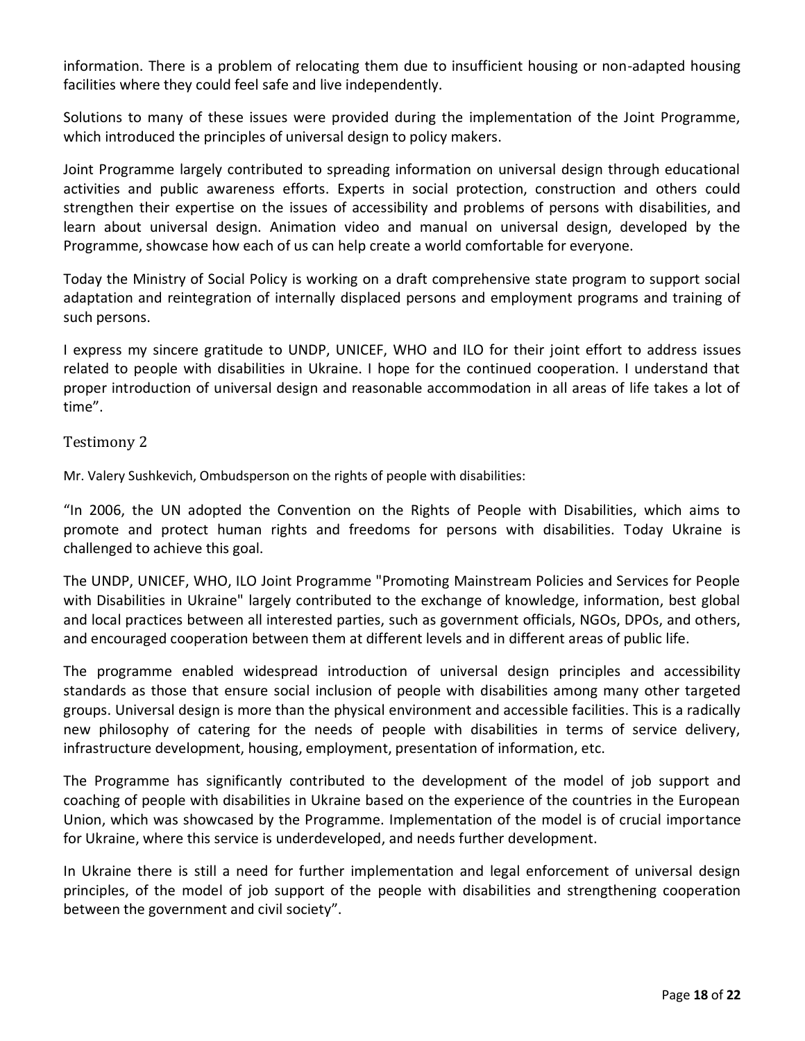information. There is a problem of relocating them due to insufficient housing or non-adapted housing facilities where they could feel safe and live independently.

Solutions to many of these issues were provided during the implementation of the Joint Programme, which introduced the principles of universal design to policy makers.

Joint Programme largely contributed to spreading information on universal design through educational activities and public awareness efforts. Experts in social protection, construction and others could strengthen their expertise on the issues of accessibility and problems of persons with disabilities, and learn about universal design. Animation video and manual on universal design, developed by the Programme, showcase how each of us can help create a world comfortable for everyone.

Today the Ministry of Social Policy is working on a draft comprehensive state program to support social adaptation and reintegration of internally displaced persons and employment programs and training of such persons.

I express my sincere gratitude to UNDP, UNICEF, WHO and ILO for their joint effort to address issues related to people with disabilities in Ukraine. I hope for the continued cooperation. I understand that proper introduction of universal design and reasonable accommodation in all areas of life takes a lot of time".

### Testimony 2

Mr. Valery Sushkevich, Ombudsperson on the rights of people with disabilities:

"In 2006, the UN adopted the Convention on the Rights of People with Disabilities, which aims to promote and protect human rights and freedoms for persons with disabilities. Today Ukraine is challenged to achieve this goal.

The UNDP, UNICEF, WHO, ILO Joint Programme "Promoting Mainstream Policies and Services for People with Disabilities in Ukraine" largely contributed to the exchange of knowledge, information, best global and local practices between all interested parties, such as government officials, NGOs, DPOs, and others, and encouraged cooperation between them at different levels and in different areas of public life.

The programme enabled widespread introduction of universal design principles and accessibility standards as those that ensure social inclusion of people with disabilities among many other targeted groups. Universal design is more than the physical environment and accessible facilities. This is a radically new philosophy of catering for the needs of people with disabilities in terms of service delivery, infrastructure development, housing, employment, presentation of information, etc.

The Programme has significantly contributed to the development of the model of job support and coaching of people with disabilities in Ukraine based on the experience of the countries in the European Union, which was showcased by the Programme. Implementation of the model is of crucial importance for Ukraine, where this service is underdeveloped, and needs further development.

In Ukraine there is still a need for further implementation and legal enforcement of universal design principles, of the model of job support of the people with disabilities and strengthening cooperation between the government and civil society".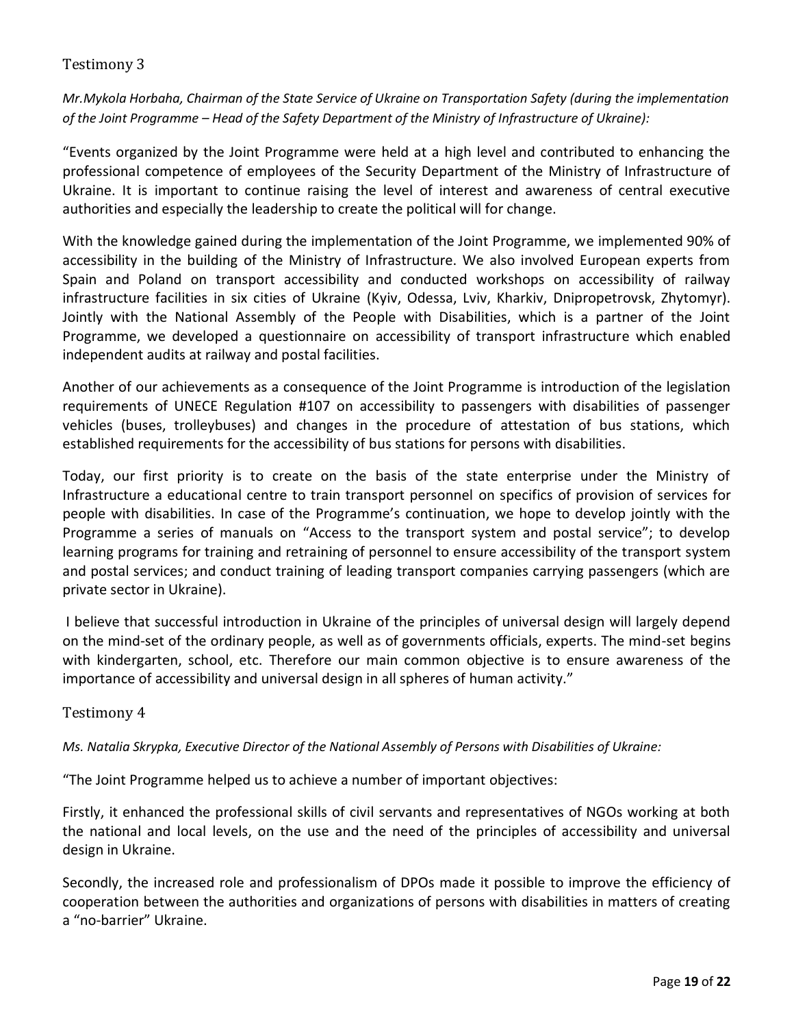### Testimony 3

*Mr.Mykola Horbaha, Chairman of the State Service of Ukraine on Transportation Safety (during the implementation of the Joint Programme – Head of the Safety Department of the Ministry of Infrastructure of Ukraine):*

"Events organized by the Joint Programme were held at a high level and contributed to enhancing the professional competence of employees of the Security Department of the Ministry of Infrastructure of Ukraine. It is important to continue raising the level of interest and awareness of central executive authorities and especially the leadership to create the political will for change.

With the knowledge gained during the implementation of the Joint Programme, we implemented 90% of accessibility in the building of the Ministry of Infrastructure. We also involved European experts from Spain and Poland on transport accessibility and conducted workshops on accessibility of railway infrastructure facilities in six cities of Ukraine (Kyiv, Odessa, Lviv, Kharkiv, Dnipropetrovsk, Zhytomyr). Jointly with the National Assembly of the People with Disabilities, which is a partner of the Joint Programme, we developed a questionnaire on accessibility of transport infrastructure which enabled independent audits at railway and postal facilities.

Another of our achievements as a consequence of the Joint Programme is introduction of the legislation requirements of UNECE Regulation #107 on accessibility to passengers with disabilities of passenger vehicles (buses, trolleybuses) and changes in the procedure of attestation of bus stations, which established requirements for the accessibility of bus stations for persons with disabilities.

Today, our first priority is to create on the basis of the state enterprise under the Ministry of Infrastructure a educational centre to train transport personnel on specifics of provision of services for people with disabilities. In case of the Programme's continuation, we hope to develop jointly with the Programme a series of manuals on "Access to the transport system and postal service"; to develop learning programs for training and retraining of personnel to ensure accessibility of the transport system and postal services; and conduct training of leading transport companies carrying passengers (which are private sector in Ukraine).

I believe that successful introduction in Ukraine of the principles of universal design will largely depend on the mind-set of the ordinary people, as well as of governments officials, experts. The mind-set begins with kindergarten, school, etc. Therefore our main common objective is to ensure awareness of the importance of accessibility and universal design in all spheres of human activity."

### Testimony 4

*Ms. Natalia Skrypka, Executive Director of the National Assembly of Persons with Disabilities of Ukraine:*

"The Joint Programme helped us to achieve a number of important objectives:

Firstly, it enhanced the professional skills of civil servants and representatives of NGOs working at both the national and local levels, on the use and the need of the principles of accessibility and universal design in Ukraine.

Secondly, the increased role and professionalism of DPOs made it possible to improve the efficiency of cooperation between the authorities and organizations of persons with disabilities in matters of creating a "no-barrier" Ukraine.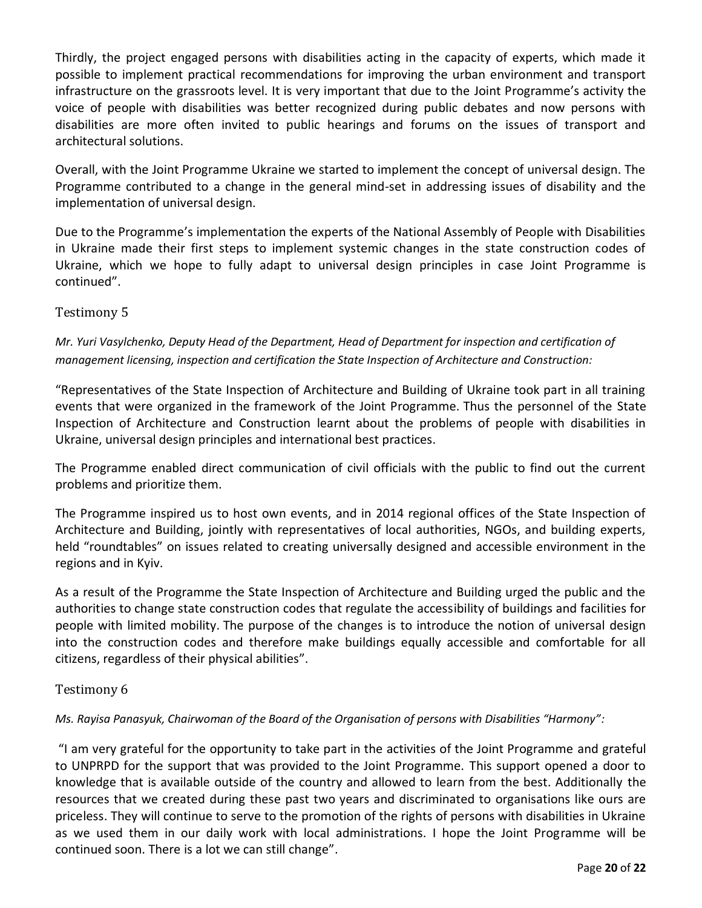Thirdly, the project engaged persons with disabilities acting in the capacity of experts, which made it possible to implement practical recommendations for improving the urban environment and transport infrastructure on the grassroots level. It is very important that due to the Joint Programme's activity the voice of people with disabilities was better recognized during public debates and now persons with disabilities are more often invited to public hearings and forums on the issues of transport and architectural solutions.

Overall, with the Joint Programme Ukraine we started to implement the concept of universal design. The Programme contributed to a change in the general mind-set in addressing issues of disability and the implementation of universal design.

Due to the Programme's implementation the experts of the National Assembly of People with Disabilities in Ukraine made their first steps to implement systemic changes in the state construction codes of Ukraine, which we hope to fully adapt to universal design principles in case Joint Programme is continued".

### Testimony 5

*Mr. Yuri Vasylchenko, Deputy Head of the Department, Head of Department for inspection and certification of management licensing, inspection and certification the State Inspection of Architecture and Construction:*

"Representatives of the State Inspection of Architecture and Building of Ukraine took part in all training events that were organized in the framework of the Joint Programme. Thus the personnel of the State Inspection of Architecture and Construction learnt about the problems of people with disabilities in Ukraine, universal design principles and international best practices.

The Programme enabled direct communication of civil officials with the public to find out the current problems and prioritize them.

The Programme inspired us to host own events, and in 2014 regional offices of the State Inspection of Architecture and Building, jointly with representatives of local authorities, NGOs, and building experts, held "roundtables" on issues related to creating universally designed and accessible environment in the regions and in Kyiv.

As a result of the Programme the State Inspection of Architecture and Building urged the public and the authorities to change state construction codes that regulate the accessibility of buildings and facilities for people with limited mobility. The purpose of the changes is to introduce the notion of universal design into the construction codes and therefore make buildings equally accessible and comfortable for all citizens, regardless of their physical abilities".

### Testimony 6

*Ms. Rayisa Panasyuk, Chairwoman of the Board of the Organisation of persons with Disabilities "Harmony":*

"I am very grateful for the opportunity to take part in the activities of the Joint Programme and grateful to UNPRPD for the support that was provided to the Joint Programme. This support opened a door to knowledge that is available outside of the country and allowed to learn from the best. Additionally the resources that we created during these past two years and discriminated to organisations like ours are priceless. They will continue to serve to the promotion of the rights of persons with disabilities in Ukraine as we used them in our daily work with local administrations. I hope the Joint Programme will be continued soon. There is a lot we can still change".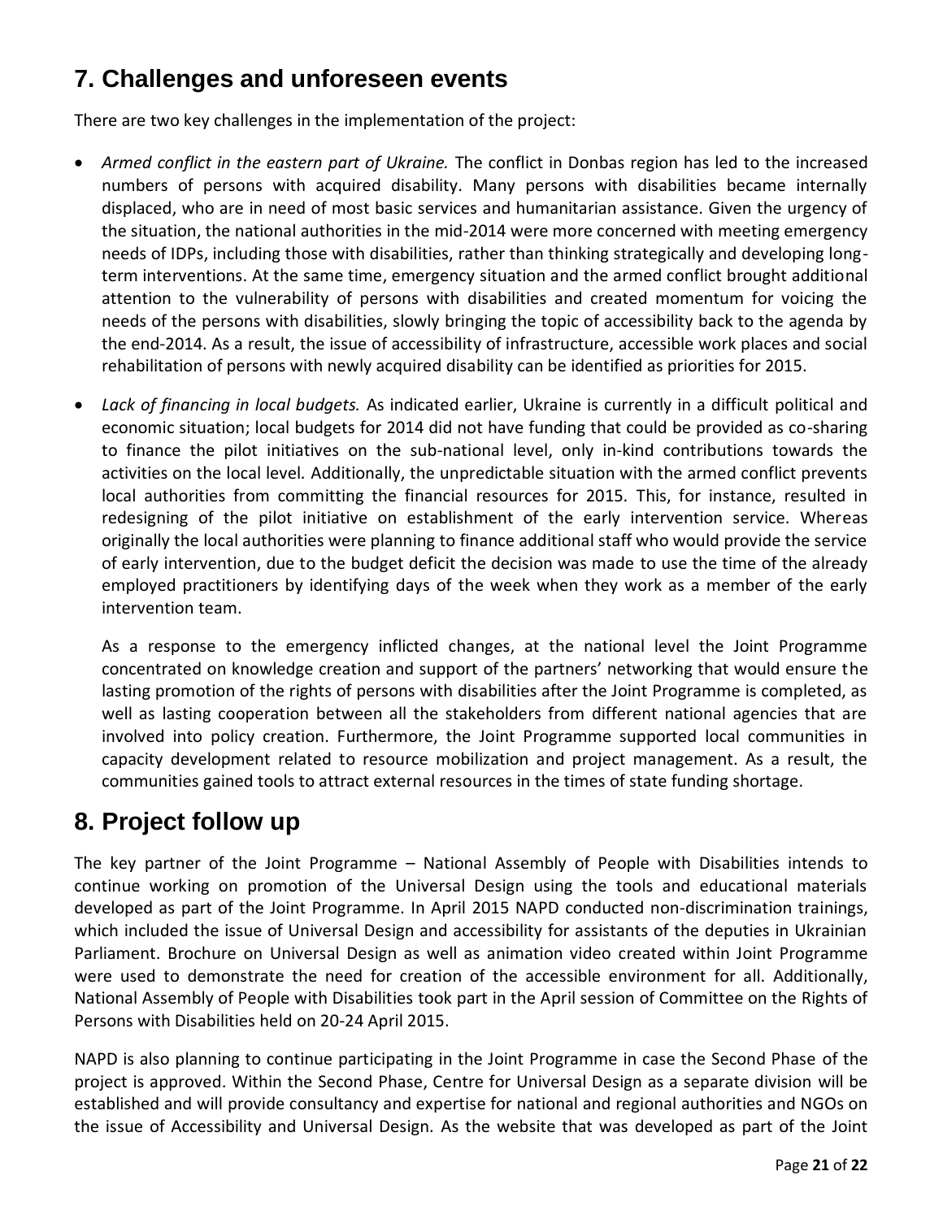## 7. Challenges and unforeseen events

There are two key challenges in the implementation of the project:

- *Armed conflict in the eastern part of Ukraine.* The conflict in Donbas region has led to the increased numbers of persons with acquired disability. Many persons with disabilities became internally displaced, who are in need of most basic services and humanitarian assistance. Given the urgency of the situation, the national authorities in the mid-2014 were more concerned with meeting emergency needs of IDPs, including those with disabilities, rather than thinking strategically and developing long-term interventions. At the same time, emergency situation and the armed conflict brought additional attention to the vulnerability of persons with disabilities and created momentum for voicing the needs of the persons with disabilities, slowly bringing the topic of accessibility back to the agenda by the end-2014. As a result, the issue of accessibility of infrastructure, accessible work places and social rehabilitation of persons with newly acquired disability can be identified as priorities for 2015.
- *Lack of financing in local budgets.* As indicated earlier, Ukraine is currently in a difficult political and economic situation; local budgets for 2014 did not have funding that could be provided as co-sharing to finance the pilot initiatives on the sub-national level, only in-kind contributions towards the activities on the local level. Additionally, the unpredictable situation with the armed conflict prevents local authorities from committing the financial resources for 2015. This, for instance, resulted in redesigning of the pilot initiative on establishment of the early intervention service. Whereas originally the local authorities were planning to finance additional staff who would provide the service of early intervention, due to the budget deficit the decision was made to use the time of the already employed practitioners by identifying days of the week when they work as a member of the early intervention team.

  As a response to the emergency inflicted changes, at the national level the Joint Programme concentrated on knowledge creation and support of the partners' networking that would ensure the lasting promotion of the rights of persons with disabilities after the Joint Programme is completed, as well as lasting cooperation between all the stakeholders from different national agencies that are involved into policy creation. Furthermore, the Joint Programme supported local communities in capacity development related to resource mobilization and project management. As a result, the communities gained tools to attract external resources in the times of state funding shortage.

## 8. Project follow up

The key partner of the Joint Programme – National Assembly of People with Disabilities intends to continue working on promotion of the Universal Design using the tools and educational materials developed as part of the Joint Programme. In April 2015 NAPD conducted non-discrimination trainings, which included the issue of Universal Design and accessibility for assistants of the deputies in Ukrainian Parliament. Brochure on Universal Design as well as animation video created within Joint Programme were used to demonstrate the need for creation of the accessible environment for all. Additionally, National Assembly of People with Disabilities took part in the April session of Committee on the Rights of Persons with Disabilities held on 20-24 April 2015.

NAPD is also planning to continue participating in the Joint Programme in case the Second Phase of the project is approved. Within the Second Phase, Centre for Universal Design as a separate division will be established and will provide consultancy and expertise for national and regional authorities and NGOs on the issue of Accessibility and Universal Design. As the website that was developed as part of the Joint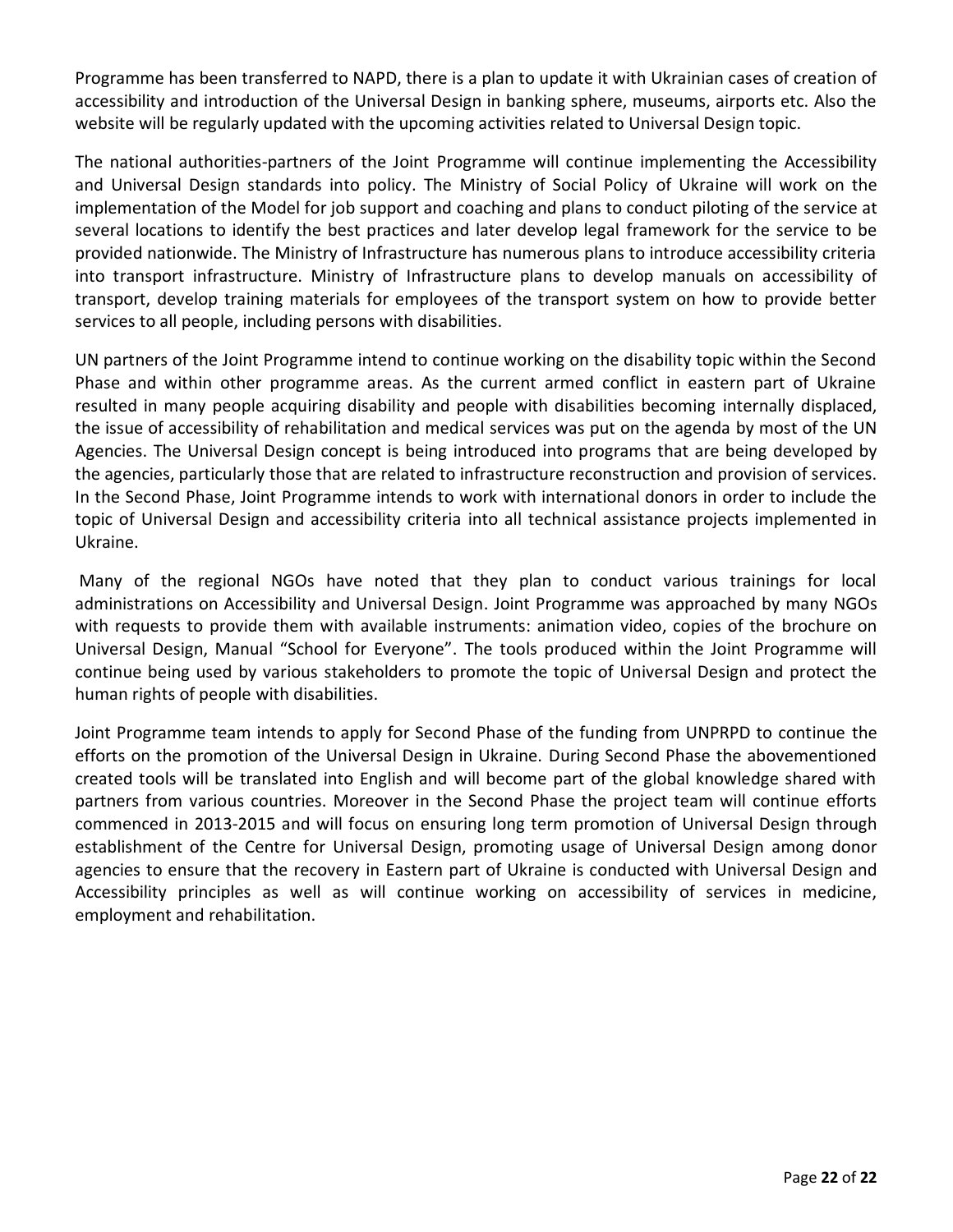Programme has been transferred to NAPD, there is a plan to update it with Ukrainian cases of creation of accessibility and introduction of the Universal Design in banking sphere, museums, airports etc. Also the website will be regularly updated with the upcoming activities related to Universal Design topic.

The national authorities-partners of the Joint Programme will continue implementing the Accessibility and Universal Design standards into policy. The Ministry of Social Policy of Ukraine will work on the implementation of the Model for job support and coaching and plans to conduct piloting of the service at several locations to identify the best practices and later develop legal framework for the service to be provided nationwide. The Ministry of Infrastructure has numerous plans to introduce accessibility criteria into transport infrastructure. Ministry of Infrastructure plans to develop manuals on accessibility of transport, develop training materials for employees of the transport system on how to provide better services to all people, including persons with disabilities.

UN partners of the Joint Programme intend to continue working on the disability topic within the Second Phase and within other programme areas. As the current armed conflict in eastern part of Ukraine resulted in many people acquiring disability and people with disabilities becoming internally displaced, the issue of accessibility of rehabilitation and medical services was put on the agenda by most of the UN Agencies. The Universal Design concept is being introduced into programs that are being developed by the agencies, particularly those that are related to infrastructure reconstruction and provision of services. In the Second Phase, Joint Programme intends to work with international donors in order to include the topic of Universal Design and accessibility criteria into all technical assistance projects implemented in Ukraine.

Many of the regional NGOs have noted that they plan to conduct various trainings for local administrations on Accessibility and Universal Design. Joint Programme was approached by many NGOs with requests to provide them with available instruments: animation video, copies of the brochure on Universal Design, Manual "School for Everyone". The tools produced within the Joint Programme will continue being used by various stakeholders to promote the topic of Universal Design and protect the human rights of people with disabilities.

Joint Programme team intends to apply for Second Phase of the funding from UNPRPD to continue the efforts on the promotion of the Universal Design in Ukraine. During Second Phase the abovementioned created tools will be translated into English and will become part of the global knowledge shared with partners from various countries. Moreover in the Second Phase the project team will continue efforts commenced in 2013-2015 and will focus on ensuring long term promotion of Universal Design through establishment of the Centre for Universal Design, promoting usage of Universal Design among donor agencies to ensure that the recovery in Eastern part of Ukraine is conducted with Universal Design and Accessibility principles as well as will continue working on accessibility of services in medicine, employment and rehabilitation.